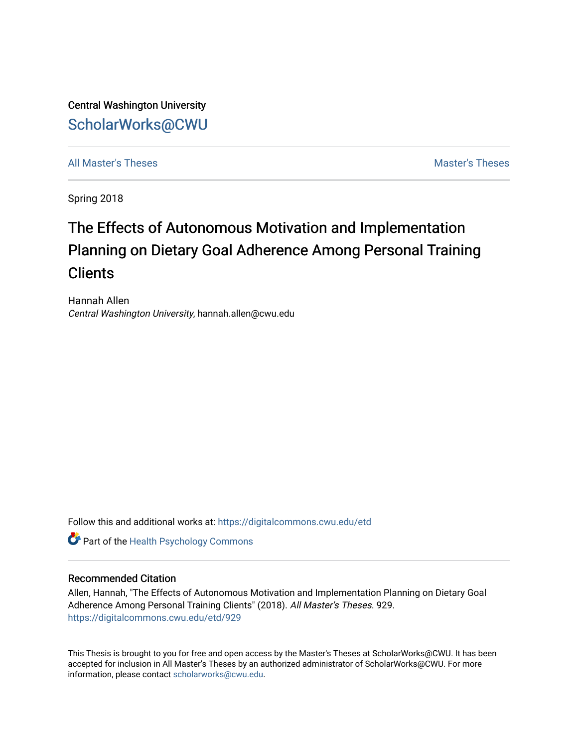Central Washington University

ScholarWorks@CWU

All Master's Theses | Master's Theses

Spring 2018

# The Effects of Autonomous Motivation and Implementation Planning on Dietary Goal Adherence Among Personal Training Clients

Hannah Allen
*Central Washington University*, hannah.allen@cwu.edu

Follow this and additional works at: https://digitalcommons.cwu.edu/etd

Part of the Health Psychology Commons

## Recommended Citation

Allen, Hannah, "The Effects of Autonomous Motivation and Implementation Planning on Dietary Goal Adherence Among Personal Training Clients" (2018). *All Master's Theses*. 929.
https://digitalcommons.cwu.edu/etd/929

This Thesis is brought to you for free and open access by the Master's Theses at ScholarWorks@CWU. It has been accepted for inclusion in All Master's Theses by an authorized administrator of ScholarWorks@CWU. For more information, please contact scholarworks@cwu.edu.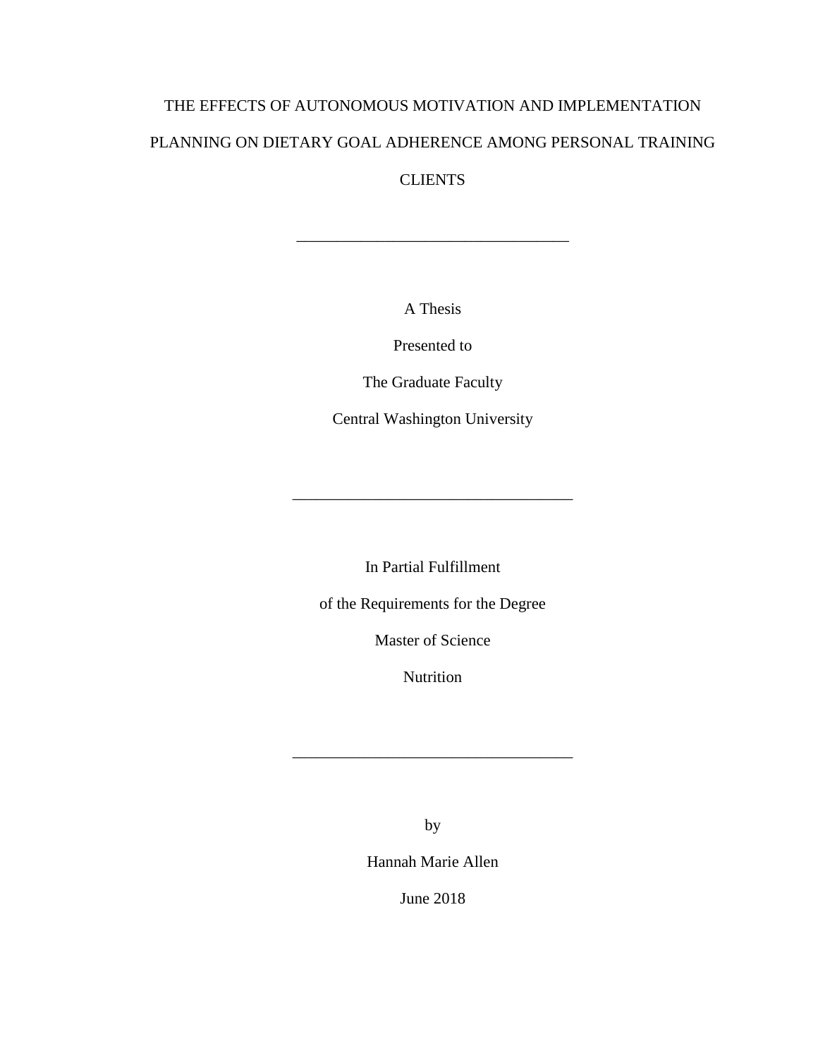# THE EFFECTS OF AUTONOMOUS MOTIVATION AND IMPLEMENTATION PLANNING ON DIETARY GOAL ADHERENCE AMONG PERSONAL TRAINING CLIENTS

---

A Thesis

Presented to

The Graduate Faculty

Central Washington University

---

In Partial Fulfillment

of the Requirements for the Degree

Master of Science

Nutrition

---

by

Hannah Marie Allen

June 2018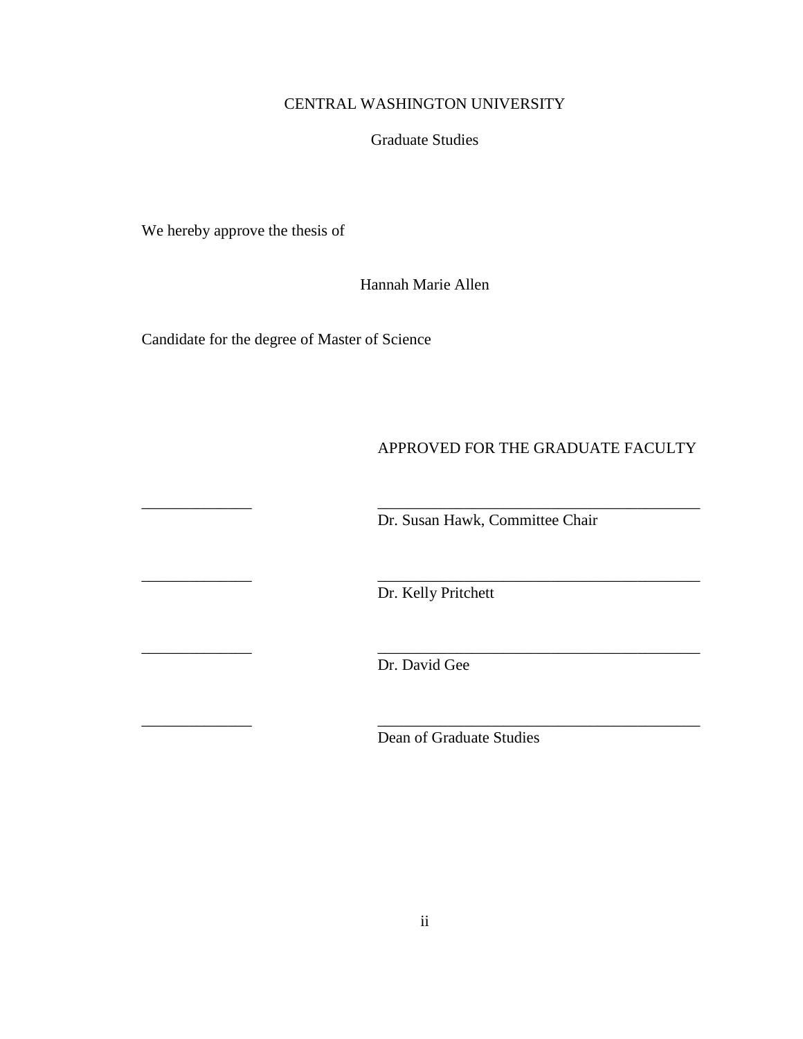CENTRAL WASHINGTON UNIVERSITY

Graduate Studies

We hereby approve the thesis of

Hannah Marie Allen

Candidate for the degree of Master of Science

APPROVED FOR THE GRADUATE FACULTY

______________ __________________________________________
Dr. Susan Hawk, Committee Chair

______________ __________________________________________
Dr. Kelly Pritchett

______________ __________________________________________
Dr. David Gee

______________ __________________________________________
Dean of Graduate Studies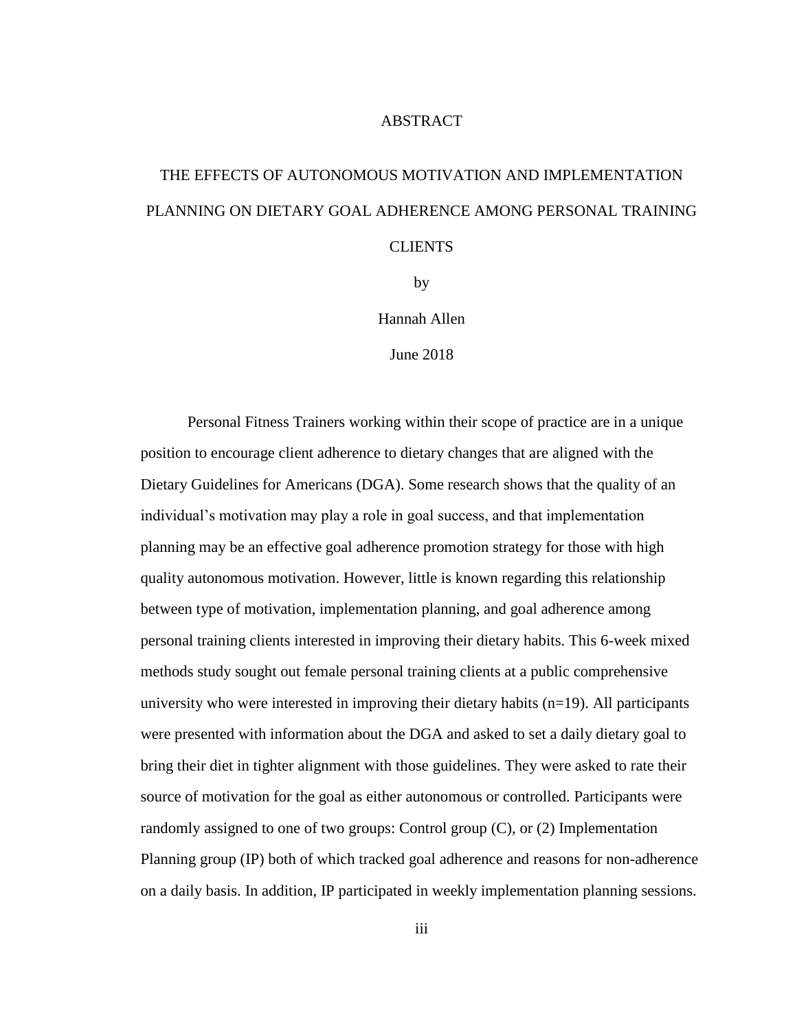# ABSTRACT

## THE EFFECTS OF AUTONOMOUS MOTIVATION AND IMPLEMENTATION PLANNING ON DIETARY GOAL ADHERENCE AMONG PERSONAL TRAINING CLIENTS

by

Hannah Allen

June 2018

Personal Fitness Trainers working within their scope of practice are in a unique position to encourage client adherence to dietary changes that are aligned with the Dietary Guidelines for Americans (DGA). Some research shows that the quality of an individual's motivation may play a role in goal success, and that implementation planning may be an effective goal adherence promotion strategy for those with high quality autonomous motivation. However, little is known regarding this relationship between type of motivation, implementation planning, and goal adherence among personal training clients interested in improving their dietary habits. This 6-week mixed methods study sought out female personal training clients at a public comprehensive university who were interested in improving their dietary habits (n=19). All participants were presented with information about the DGA and asked to set a daily dietary goal to bring their diet in tighter alignment with those guidelines. They were asked to rate their source of motivation for the goal as either autonomous or controlled. Participants were randomly assigned to one of two groups: Control group (C), or (2) Implementation Planning group (IP) both of which tracked goal adherence and reasons for non-adherence on a daily basis. In addition, IP participated in weekly implementation planning sessions.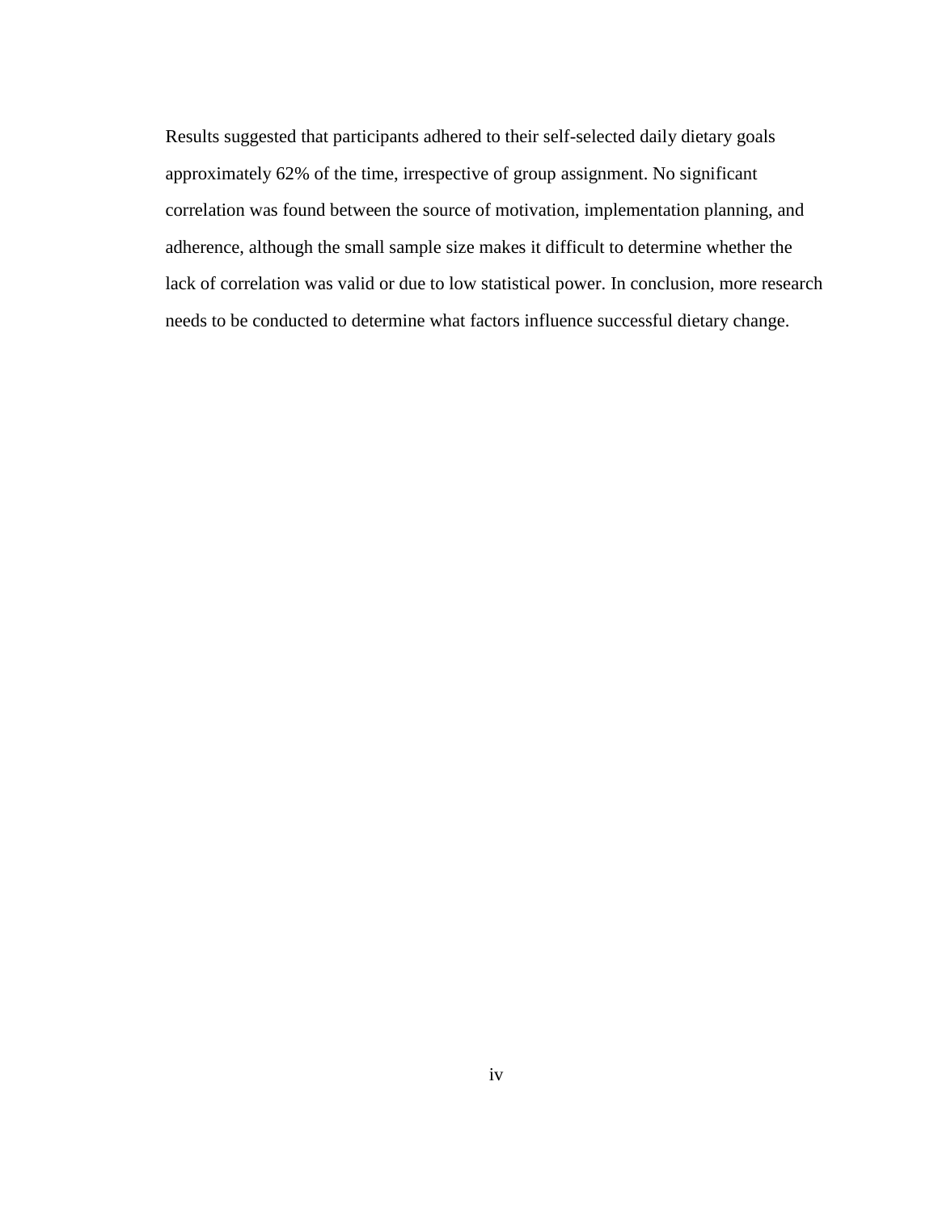Results suggested that participants adhered to their self-selected daily dietary goals approximately 62% of the time, irrespective of group assignment. No significant correlation was found between the source of motivation, implementation planning, and adherence, although the small sample size makes it difficult to determine whether the lack of correlation was valid or due to low statistical power. In conclusion, more research needs to be conducted to determine what factors influence successful dietary change.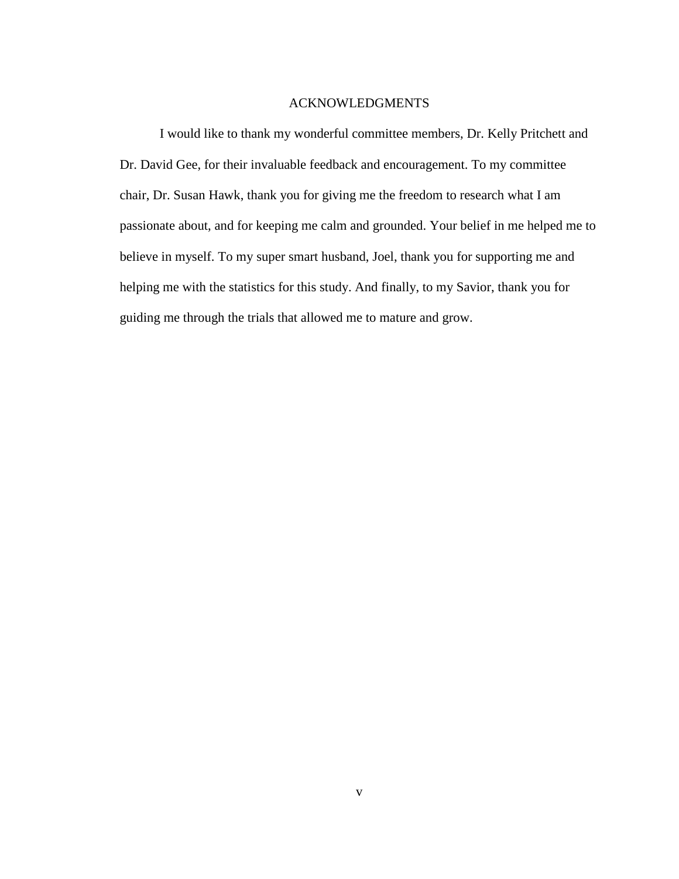# ACKNOWLEDGMENTS

I would like to thank my wonderful committee members, Dr. Kelly Pritchett and Dr. David Gee, for their invaluable feedback and encouragement. To my committee chair, Dr. Susan Hawk, thank you for giving me the freedom to research what I am passionate about, and for keeping me calm and grounded. Your belief in me helped me to believe in myself. To my super smart husband, Joel, thank you for supporting me and helping me with the statistics for this study. And finally, to my Savior, thank you for guiding me through the trials that allowed me to mature and grow.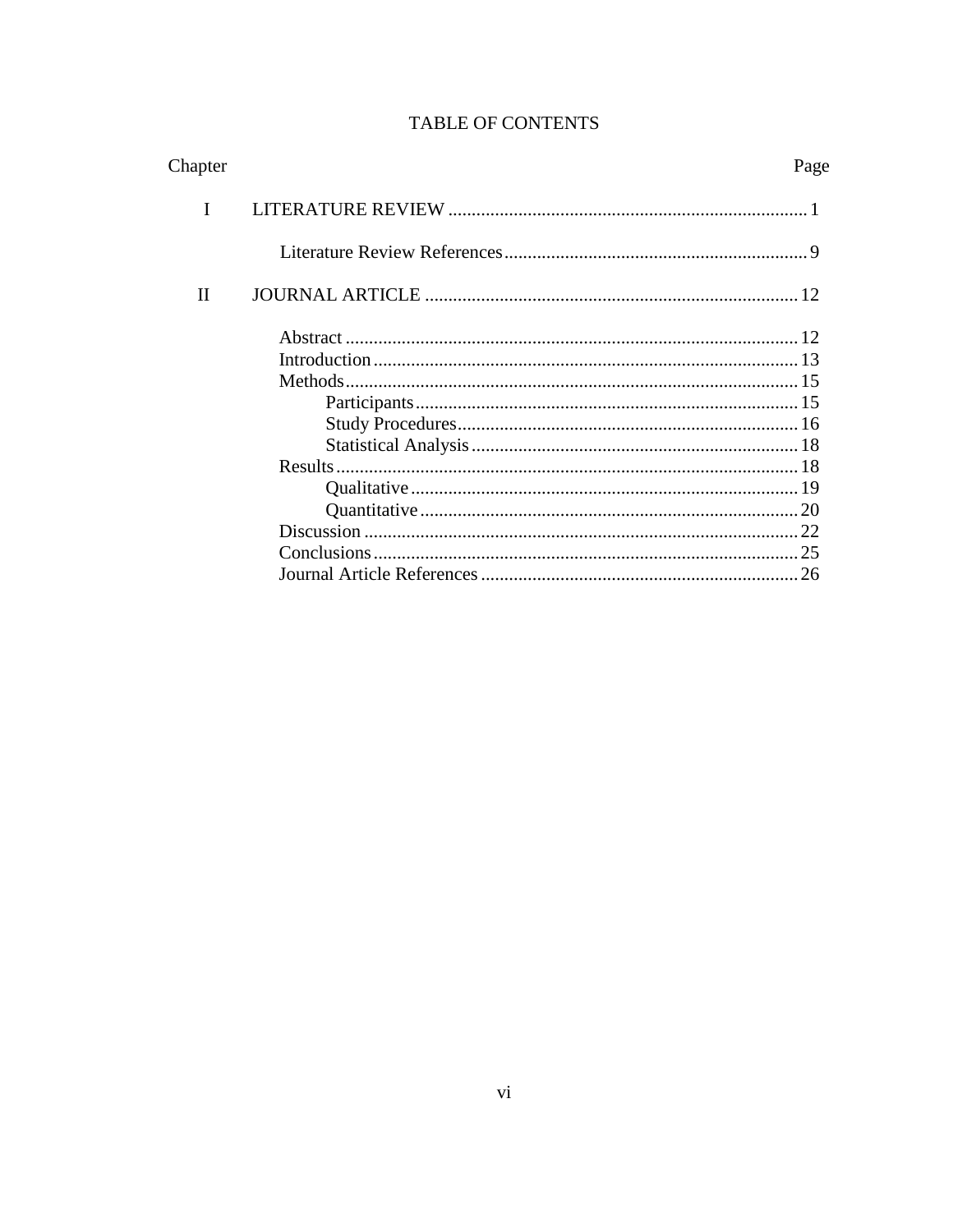# TABLE OF CONTENTS

| Chapter | | Page |
|---|---|---|
| I | LITERATURE REVIEW | 1 |
| | Literature Review References | 9 |
| II | JOURNAL ARTICLE | 12 |
| | Abstract | 12 |
| | Introduction | 13 |
| | Methods | 15 |
| | Participants | 15 |
| | Study Procedures | 16 |
| | Statistical Analysis | 18 |
| | Results | 18 |
| | Qualitative | 19 |
| | Quantitative | 20 |
| | Discussion | 22 |
| | Conclusions | 25 |
| | Journal Article References | 26 |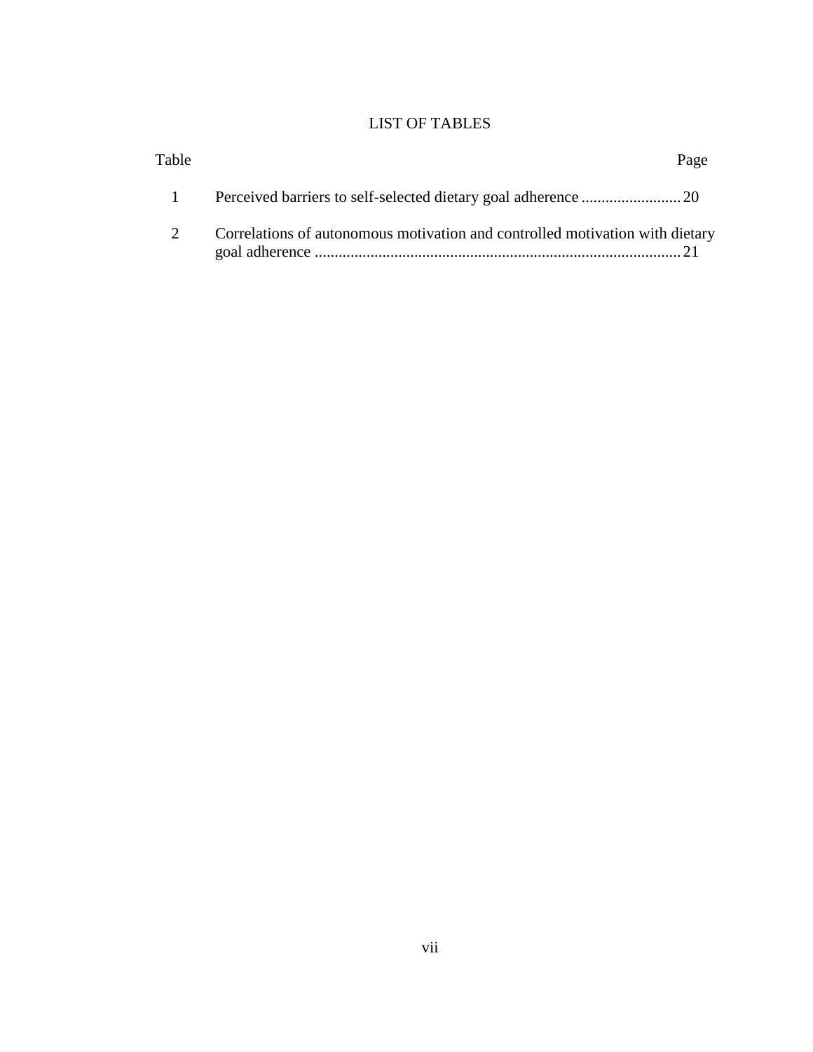# LIST OF TABLES

| Table | | Page |
| --- | --- | --- |
| 1 | Perceived barriers to self-selected dietary goal adherence | 20 |
| 2 | Correlations of autonomous motivation and controlled motivation with dietary goal adherence | 21 |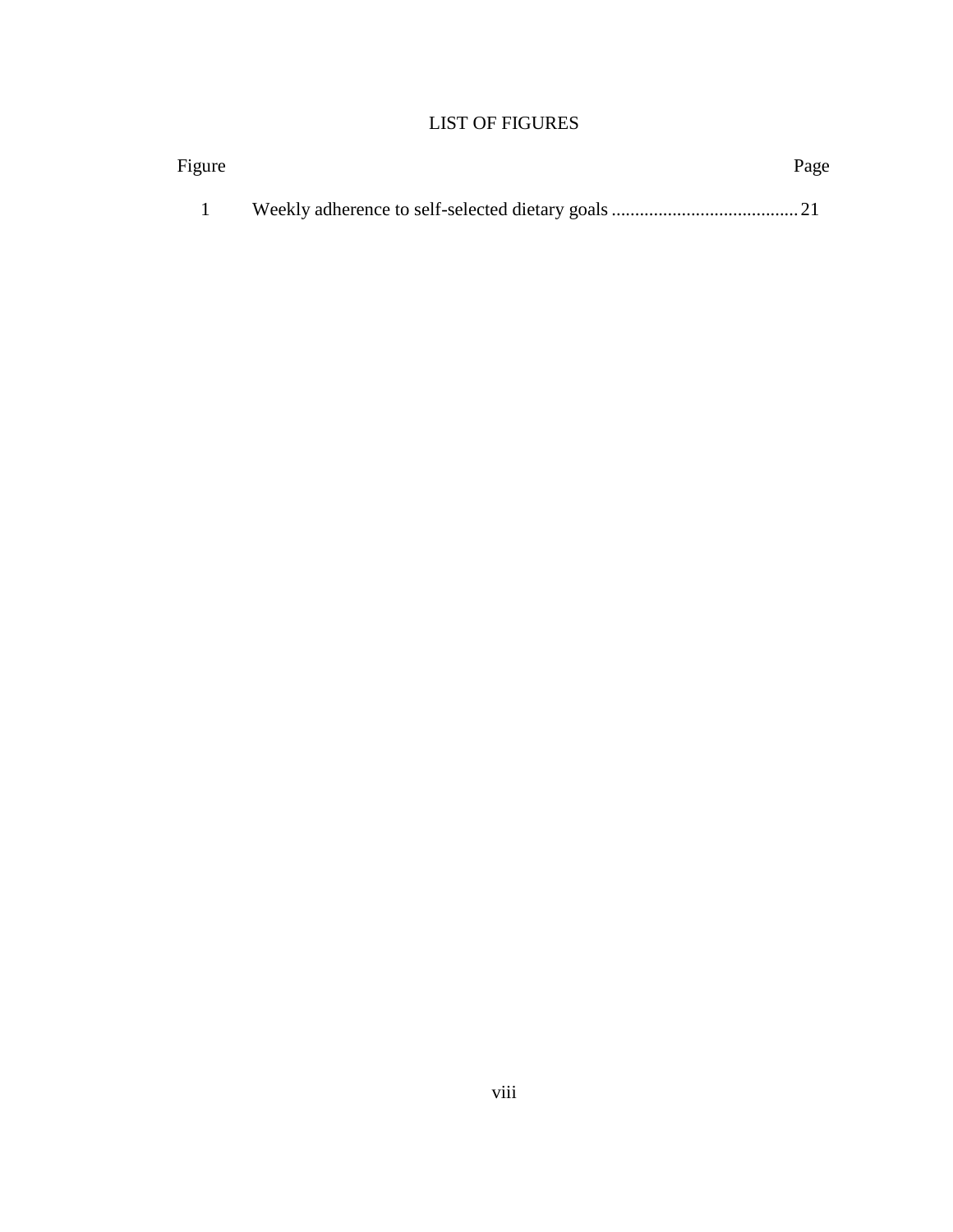# LIST OF FIGURES

| Figure | | Page |
|---|---|---|
| 1 | Weekly adherence to self-selected dietary goals | 21 |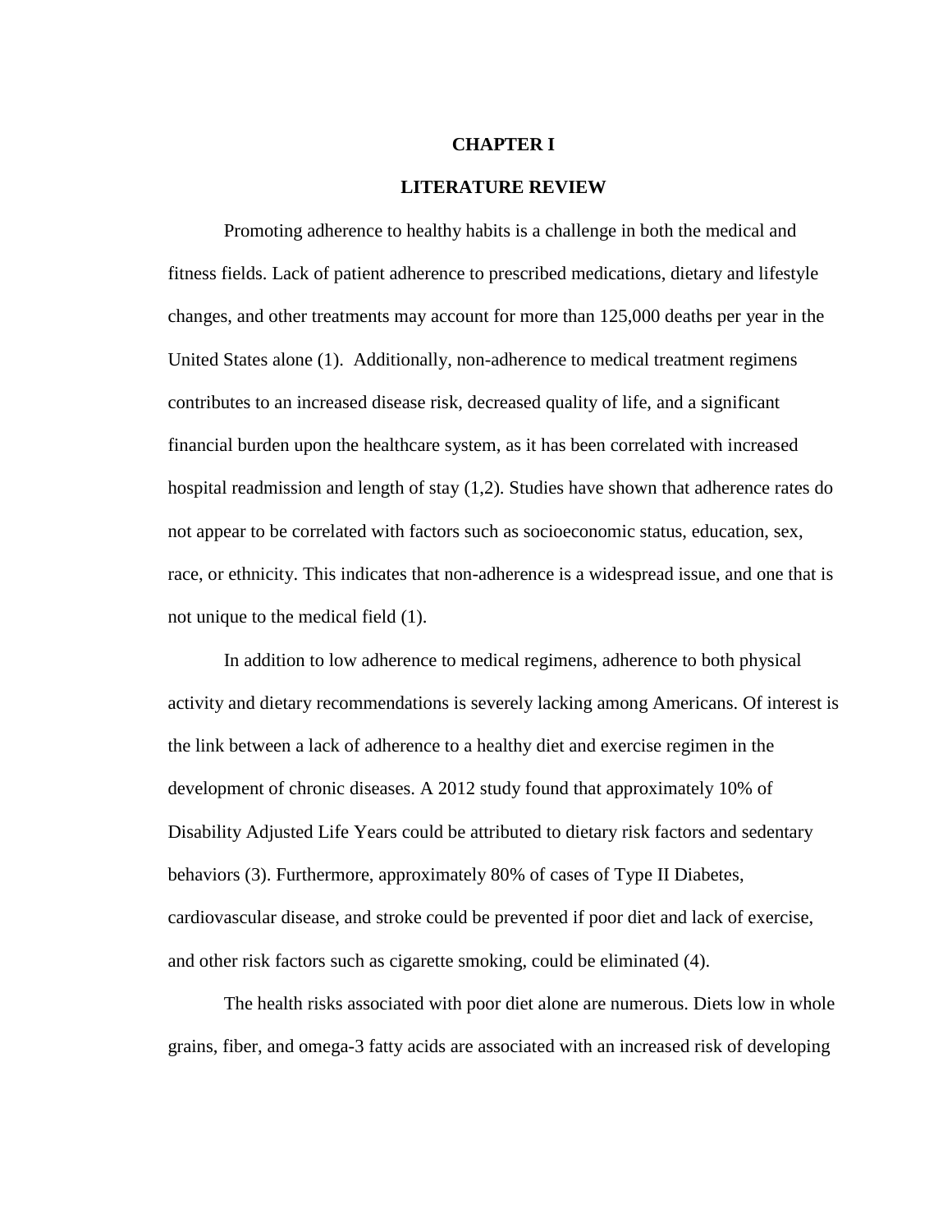# CHAPTER I

## LITERATURE REVIEW

Promoting adherence to healthy habits is a challenge in both the medical and fitness fields. Lack of patient adherence to prescribed medications, dietary and lifestyle changes, and other treatments may account for more than 125,000 deaths per year in the United States alone (1). Additionally, non-adherence to medical treatment regimens contributes to an increased disease risk, decreased quality of life, and a significant financial burden upon the healthcare system, as it has been correlated with increased hospital readmission and length of stay (1,2). Studies have shown that adherence rates do not appear to be correlated with factors such as socioeconomic status, education, sex, race, or ethnicity. This indicates that non-adherence is a widespread issue, and one that is not unique to the medical field (1).

In addition to low adherence to medical regimens, adherence to both physical activity and dietary recommendations is severely lacking among Americans. Of interest is the link between a lack of adherence to a healthy diet and exercise regimen in the development of chronic diseases. A 2012 study found that approximately 10% of Disability Adjusted Life Years could be attributed to dietary risk factors and sedentary behaviors (3). Furthermore, approximately 80% of cases of Type II Diabetes, cardiovascular disease, and stroke could be prevented if poor diet and lack of exercise, and other risk factors such as cigarette smoking, could be eliminated (4).

The health risks associated with poor diet alone are numerous. Diets low in whole grains, fiber, and omega-3 fatty acids are associated with an increased risk of developing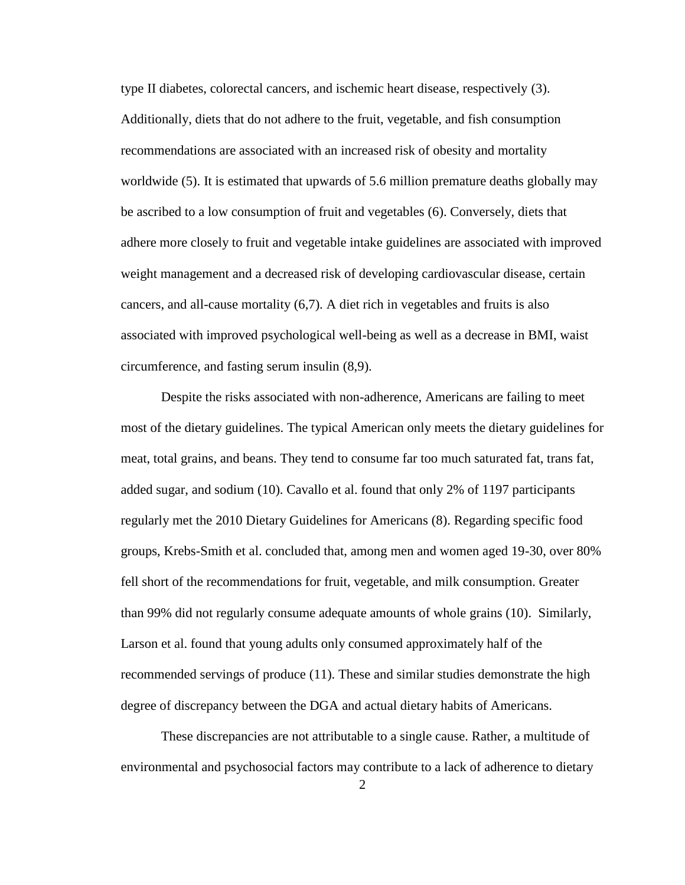type II diabetes, colorectal cancers, and ischemic heart disease, respectively (3). Additionally, diets that do not adhere to the fruit, vegetable, and fish consumption recommendations are associated with an increased risk of obesity and mortality worldwide (5). It is estimated that upwards of 5.6 million premature deaths globally may be ascribed to a low consumption of fruit and vegetables (6). Conversely, diets that adhere more closely to fruit and vegetable intake guidelines are associated with improved weight management and a decreased risk of developing cardiovascular disease, certain cancers, and all-cause mortality (6,7). A diet rich in vegetables and fruits is also associated with improved psychological well-being as well as a decrease in BMI, waist circumference, and fasting serum insulin (8,9).

Despite the risks associated with non-adherence, Americans are failing to meet most of the dietary guidelines. The typical American only meets the dietary guidelines for meat, total grains, and beans. They tend to consume far too much saturated fat, trans fat, added sugar, and sodium (10). Cavallo et al. found that only 2% of 1197 participants regularly met the 2010 Dietary Guidelines for Americans (8). Regarding specific food groups, Krebs-Smith et al. concluded that, among men and women aged 19-30, over 80% fell short of the recommendations for fruit, vegetable, and milk consumption. Greater than 99% did not regularly consume adequate amounts of whole grains (10). Similarly, Larson et al. found that young adults only consumed approximately half of the recommended servings of produce (11). These and similar studies demonstrate the high degree of discrepancy between the DGA and actual dietary habits of Americans.

These discrepancies are not attributable to a single cause. Rather, a multitude of environmental and psychosocial factors may contribute to a lack of adherence to dietary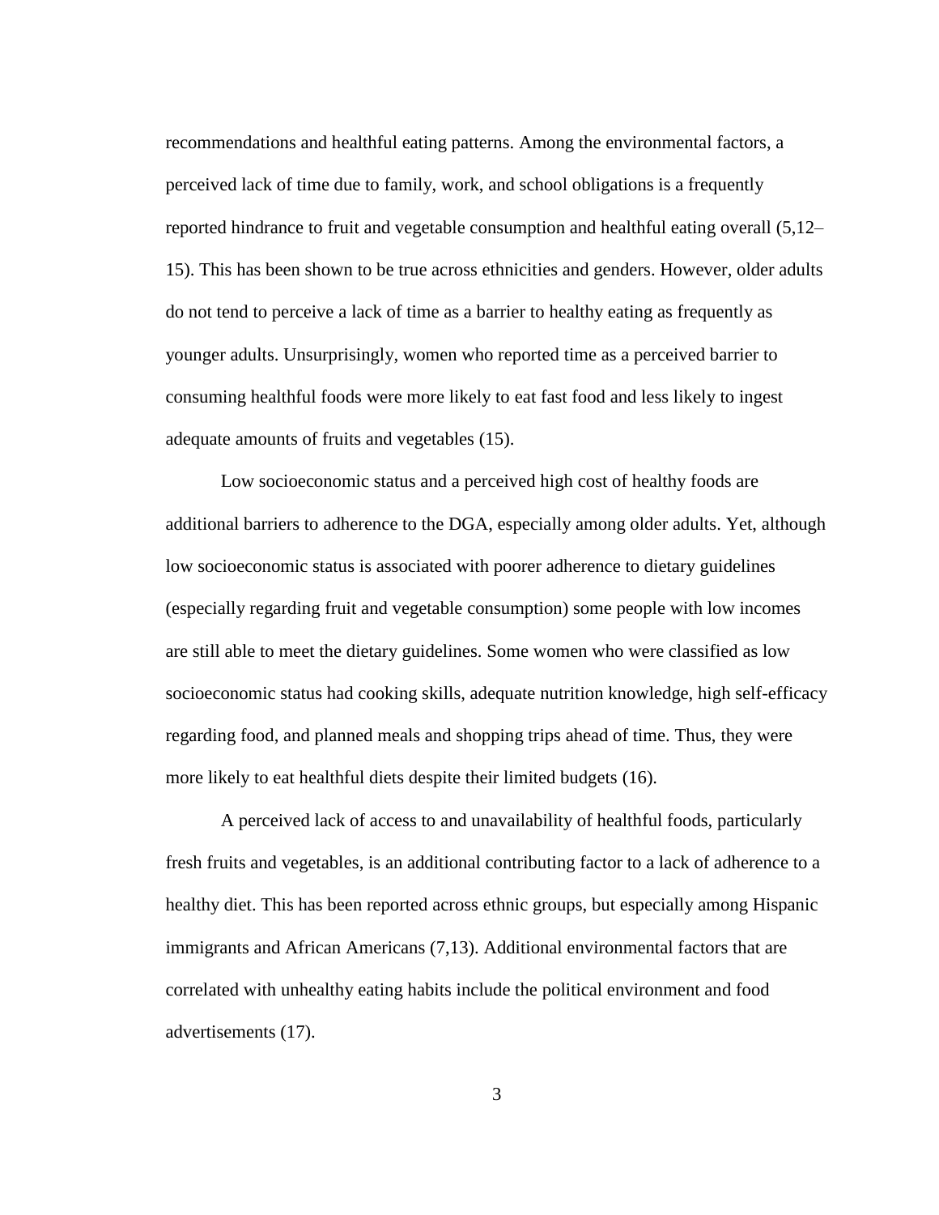recommendations and healthful eating patterns. Among the environmental factors, a perceived lack of time due to family, work, and school obligations is a frequently reported hindrance to fruit and vegetable consumption and healthful eating overall (5,12–15). This has been shown to be true across ethnicities and genders. However, older adults do not tend to perceive a lack of time as a barrier to healthy eating as frequently as younger adults. Unsurprisingly, women who reported time as a perceived barrier to consuming healthful foods were more likely to eat fast food and less likely to ingest adequate amounts of fruits and vegetables (15).

Low socioeconomic status and a perceived high cost of healthy foods are additional barriers to adherence to the DGA, especially among older adults. Yet, although low socioeconomic status is associated with poorer adherence to dietary guidelines (especially regarding fruit and vegetable consumption) some people with low incomes are still able to meet the dietary guidelines. Some women who were classified as low socioeconomic status had cooking skills, adequate nutrition knowledge, high self-efficacy regarding food, and planned meals and shopping trips ahead of time. Thus, they were more likely to eat healthful diets despite their limited budgets (16).

A perceived lack of access to and unavailability of healthful foods, particularly fresh fruits and vegetables, is an additional contributing factor to a lack of adherence to a healthy diet. This has been reported across ethnic groups, but especially among Hispanic immigrants and African Americans (7,13). Additional environmental factors that are correlated with unhealthy eating habits include the political environment and food advertisements (17).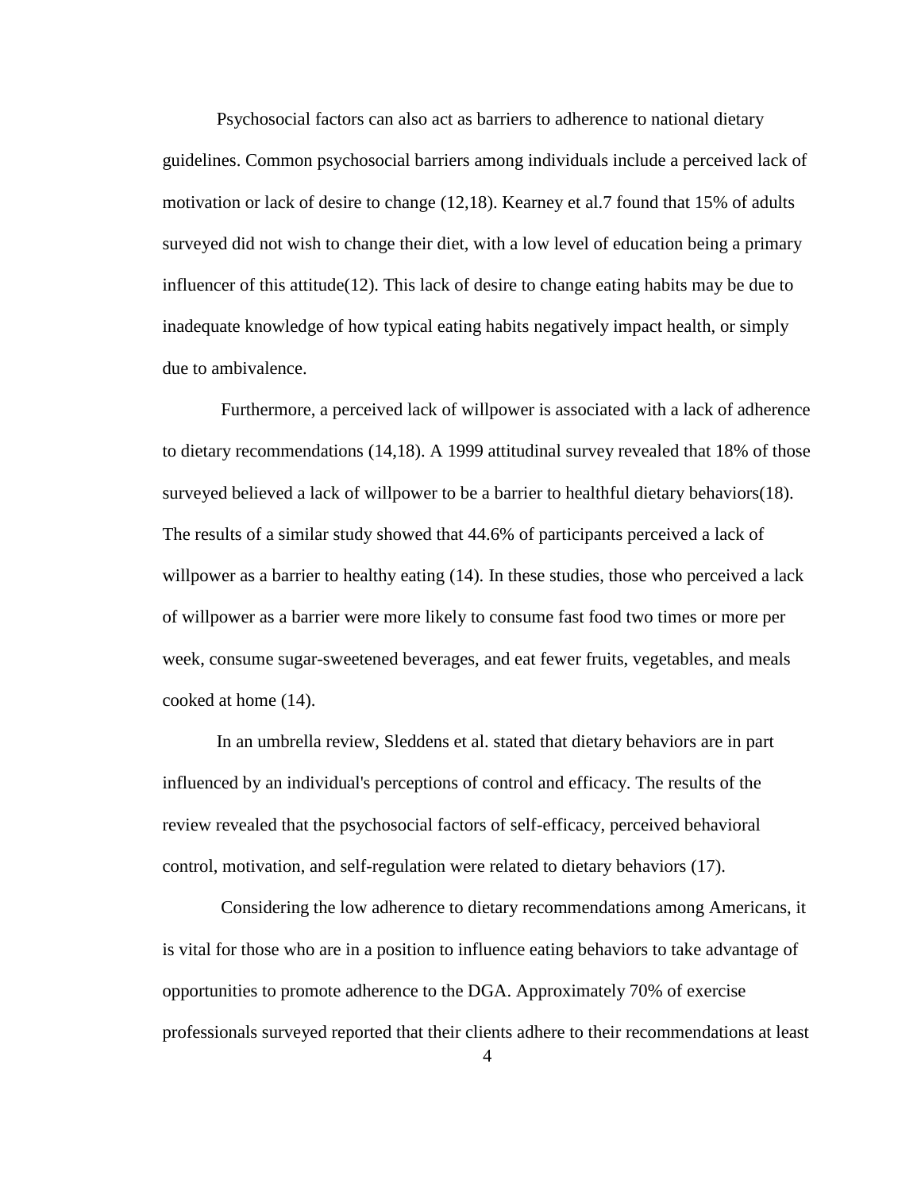Psychosocial factors can also act as barriers to adherence to national dietary guidelines. Common psychosocial barriers among individuals include a perceived lack of motivation or lack of desire to change (12,18). Kearney et al.7 found that 15% of adults surveyed did not wish to change their diet, with a low level of education being a primary influencer of this attitude(12). This lack of desire to change eating habits may be due to inadequate knowledge of how typical eating habits negatively impact health, or simply due to ambivalence.

Furthermore, a perceived lack of willpower is associated with a lack of adherence to dietary recommendations (14,18). A 1999 attitudinal survey revealed that 18% of those surveyed believed a lack of willpower to be a barrier to healthful dietary behaviors(18). The results of a similar study showed that 44.6% of participants perceived a lack of willpower as a barrier to healthy eating (14). In these studies, those who perceived a lack of willpower as a barrier were more likely to consume fast food two times or more per week, consume sugar-sweetened beverages, and eat fewer fruits, vegetables, and meals cooked at home (14).

In an umbrella review, Sleddens et al. stated that dietary behaviors are in part influenced by an individual's perceptions of control and efficacy. The results of the review revealed that the psychosocial factors of self-efficacy, perceived behavioral control, motivation, and self-regulation were related to dietary behaviors (17).

Considering the low adherence to dietary recommendations among Americans, it is vital for those who are in a position to influence eating behaviors to take advantage of opportunities to promote adherence to the DGA. Approximately 70% of exercise professionals surveyed reported that their clients adhere to their recommendations at least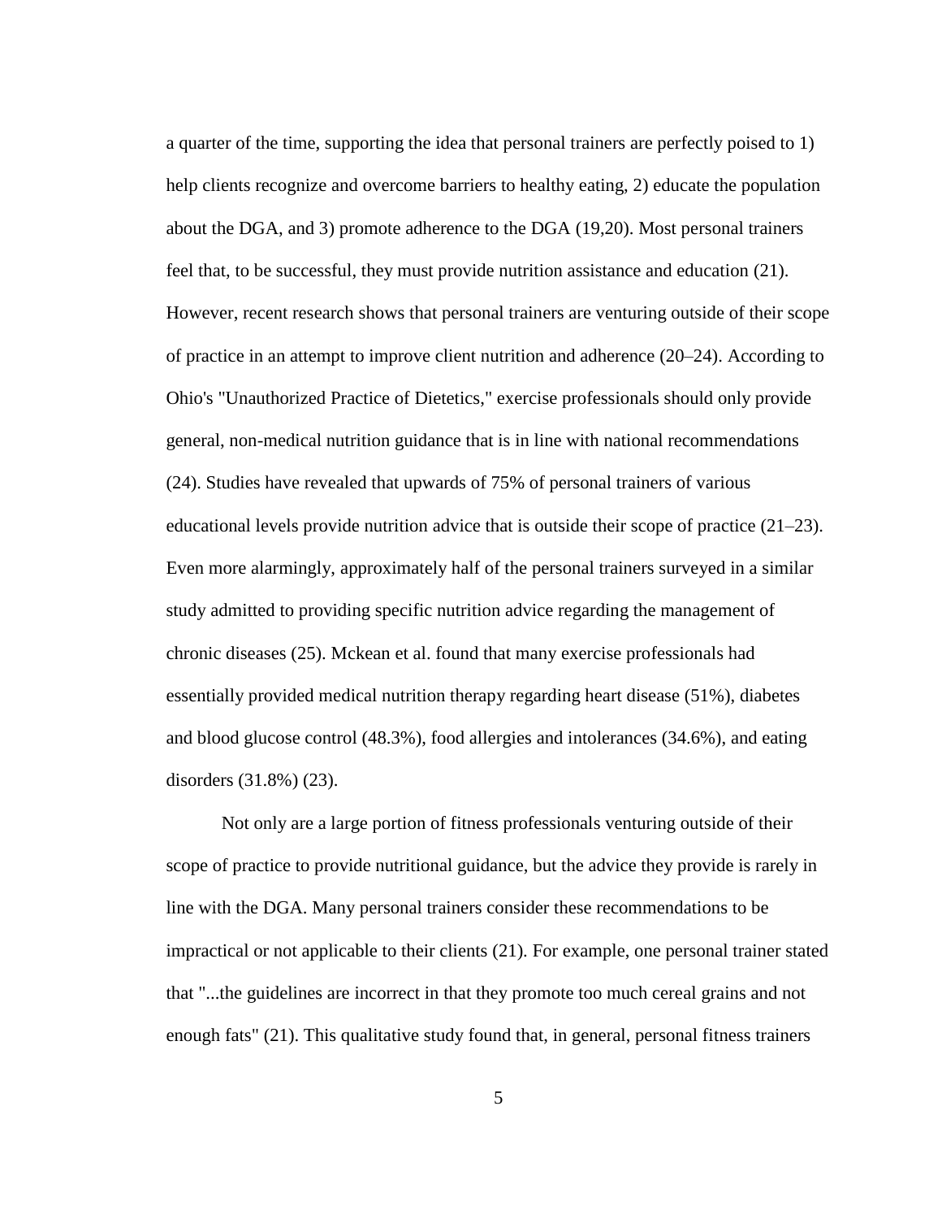a quarter of the time, supporting the idea that personal trainers are perfectly poised to 1) help clients recognize and overcome barriers to healthy eating, 2) educate the population about the DGA, and 3) promote adherence to the DGA (19,20). Most personal trainers feel that, to be successful, they must provide nutrition assistance and education (21). However, recent research shows that personal trainers are venturing outside of their scope of practice in an attempt to improve client nutrition and adherence (20–24). According to Ohio's "Unauthorized Practice of Dietetics," exercise professionals should only provide general, non-medical nutrition guidance that is in line with national recommendations (24). Studies have revealed that upwards of 75% of personal trainers of various educational levels provide nutrition advice that is outside their scope of practice (21–23). Even more alarmingly, approximately half of the personal trainers surveyed in a similar study admitted to providing specific nutrition advice regarding the management of chronic diseases (25). Mckean et al. found that many exercise professionals had essentially provided medical nutrition therapy regarding heart disease (51%), diabetes and blood glucose control (48.3%), food allergies and intolerances (34.6%), and eating disorders (31.8%) (23).

Not only are a large portion of fitness professionals venturing outside of their scope of practice to provide nutritional guidance, but the advice they provide is rarely in line with the DGA. Many personal trainers consider these recommendations to be impractical or not applicable to their clients (21). For example, one personal trainer stated that "...the guidelines are incorrect in that they promote too much cereal grains and not enough fats" (21). This qualitative study found that, in general, personal fitness trainers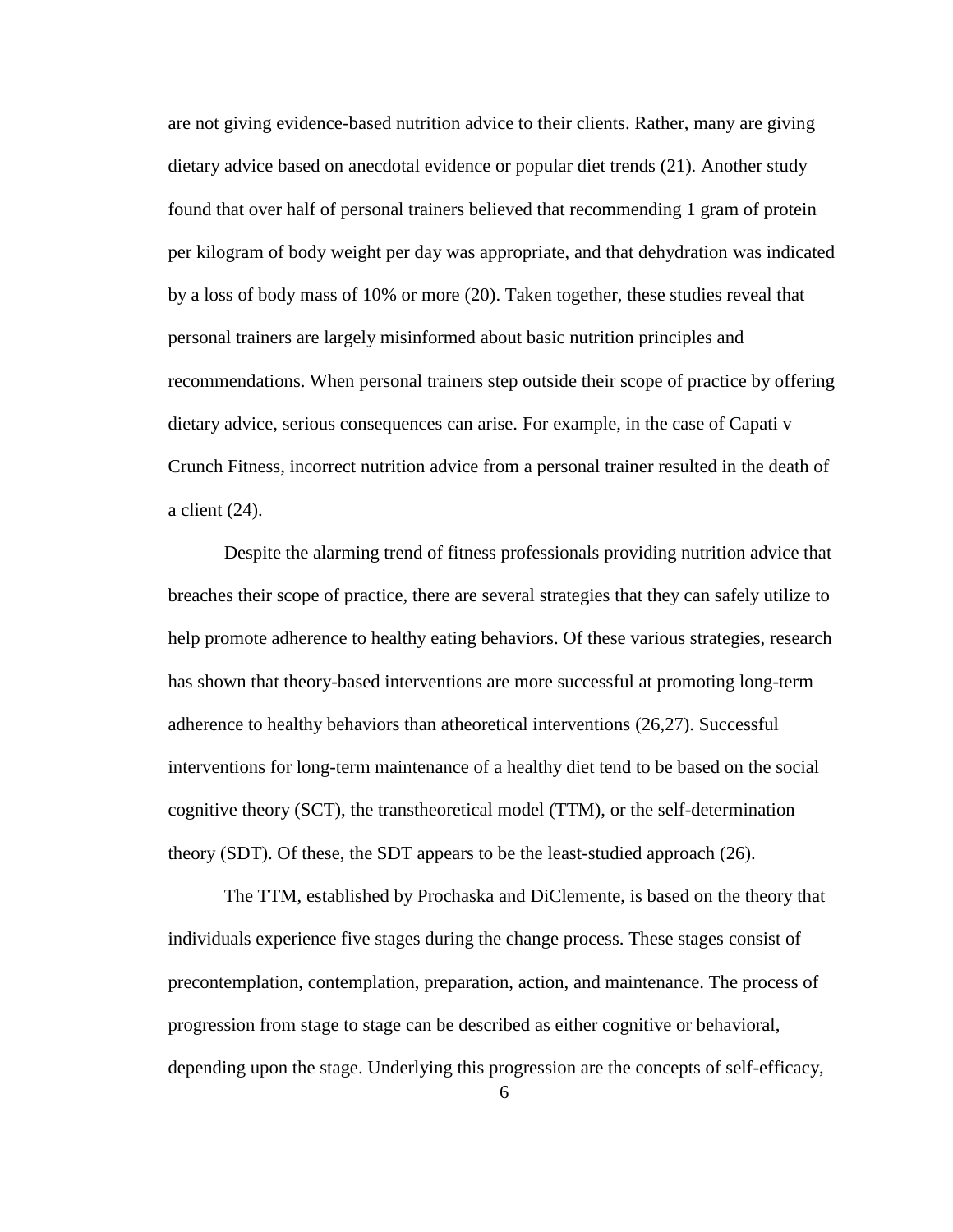are not giving evidence-based nutrition advice to their clients. Rather, many are giving dietary advice based on anecdotal evidence or popular diet trends (21). Another study found that over half of personal trainers believed that recommending 1 gram of protein per kilogram of body weight per day was appropriate, and that dehydration was indicated by a loss of body mass of 10% or more (20). Taken together, these studies reveal that personal trainers are largely misinformed about basic nutrition principles and recommendations. When personal trainers step outside their scope of practice by offering dietary advice, serious consequences can arise. For example, in the case of Capati v Crunch Fitness, incorrect nutrition advice from a personal trainer resulted in the death of a client (24).

Despite the alarming trend of fitness professionals providing nutrition advice that breaches their scope of practice, there are several strategies that they can safely utilize to help promote adherence to healthy eating behaviors. Of these various strategies, research has shown that theory-based interventions are more successful at promoting long-term adherence to healthy behaviors than atheoretical interventions (26,27). Successful interventions for long-term maintenance of a healthy diet tend to be based on the social cognitive theory (SCT), the transtheoretical model (TTM), or the self-determination theory (SDT). Of these, the SDT appears to be the least-studied approach (26).

The TTM, established by Prochaska and DiClemente, is based on the theory that individuals experience five stages during the change process. These stages consist of precontemplation, contemplation, preparation, action, and maintenance. The process of progression from stage to stage can be described as either cognitive or behavioral, depending upon the stage. Underlying this progression are the concepts of self-efficacy,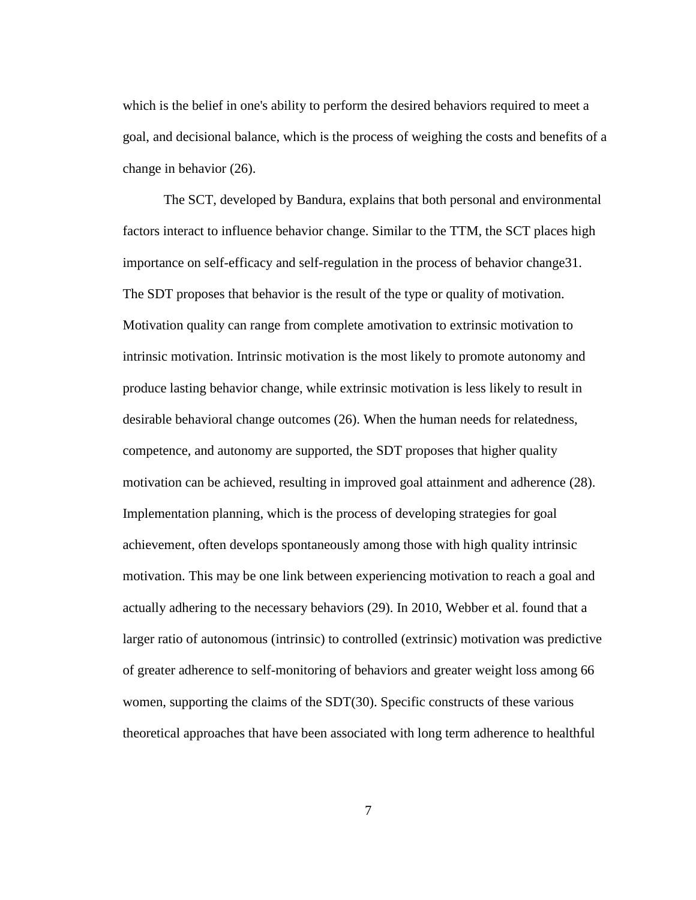which is the belief in one's ability to perform the desired behaviors required to meet a goal, and decisional balance, which is the process of weighing the costs and benefits of a change in behavior (26).

The SCT, developed by Bandura, explains that both personal and environmental factors interact to influence behavior change. Similar to the TTM, the SCT places high importance on self-efficacy and self-regulation in the process of behavior change31. The SDT proposes that behavior is the result of the type or quality of motivation. Motivation quality can range from complete amotivation to extrinsic motivation to intrinsic motivation. Intrinsic motivation is the most likely to promote autonomy and produce lasting behavior change, while extrinsic motivation is less likely to result in desirable behavioral change outcomes (26). When the human needs for relatedness, competence, and autonomy are supported, the SDT proposes that higher quality motivation can be achieved, resulting in improved goal attainment and adherence (28). Implementation planning, which is the process of developing strategies for goal achievement, often develops spontaneously among those with high quality intrinsic motivation. This may be one link between experiencing motivation to reach a goal and actually adhering to the necessary behaviors (29). In 2010, Webber et al. found that a larger ratio of autonomous (intrinsic) to controlled (extrinsic) motivation was predictive of greater adherence to self-monitoring of behaviors and greater weight loss among 66 women, supporting the claims of the SDT(30). Specific constructs of these various theoretical approaches that have been associated with long term adherence to healthful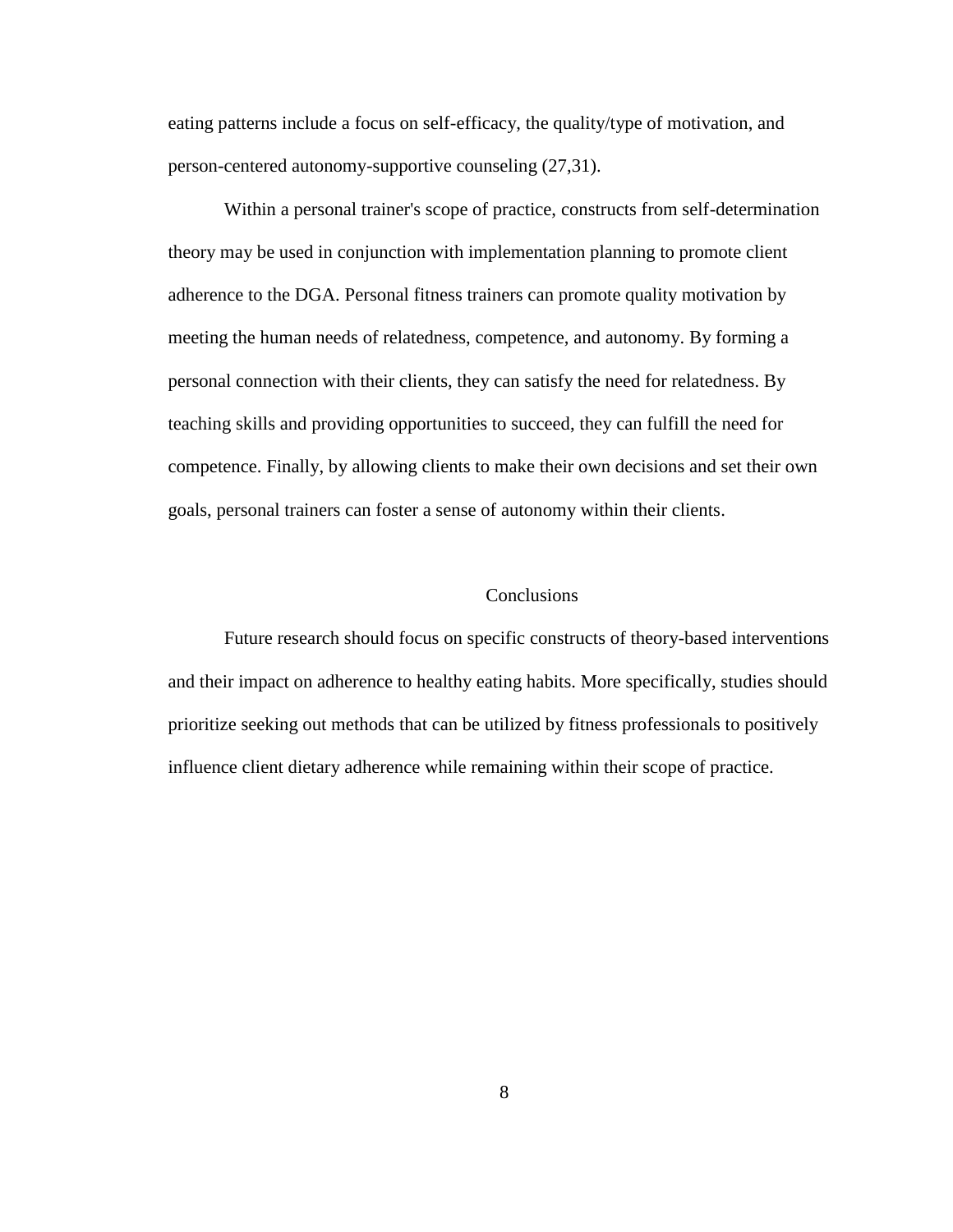eating patterns include a focus on self-efficacy, the quality/type of motivation, and person-centered autonomy-supportive counseling (27,31).

Within a personal trainer's scope of practice, constructs from self-determination theory may be used in conjunction with implementation planning to promote client adherence to the DGA. Personal fitness trainers can promote quality motivation by meeting the human needs of relatedness, competence, and autonomy. By forming a personal connection with their clients, they can satisfy the need for relatedness. By teaching skills and providing opportunities to succeed, they can fulfill the need for competence. Finally, by allowing clients to make their own decisions and set their own goals, personal trainers can foster a sense of autonomy within their clients.

## Conclusions

Future research should focus on specific constructs of theory-based interventions and their impact on adherence to healthy eating habits. More specifically, studies should prioritize seeking out methods that can be utilized by fitness professionals to positively influence client dietary adherence while remaining within their scope of practice.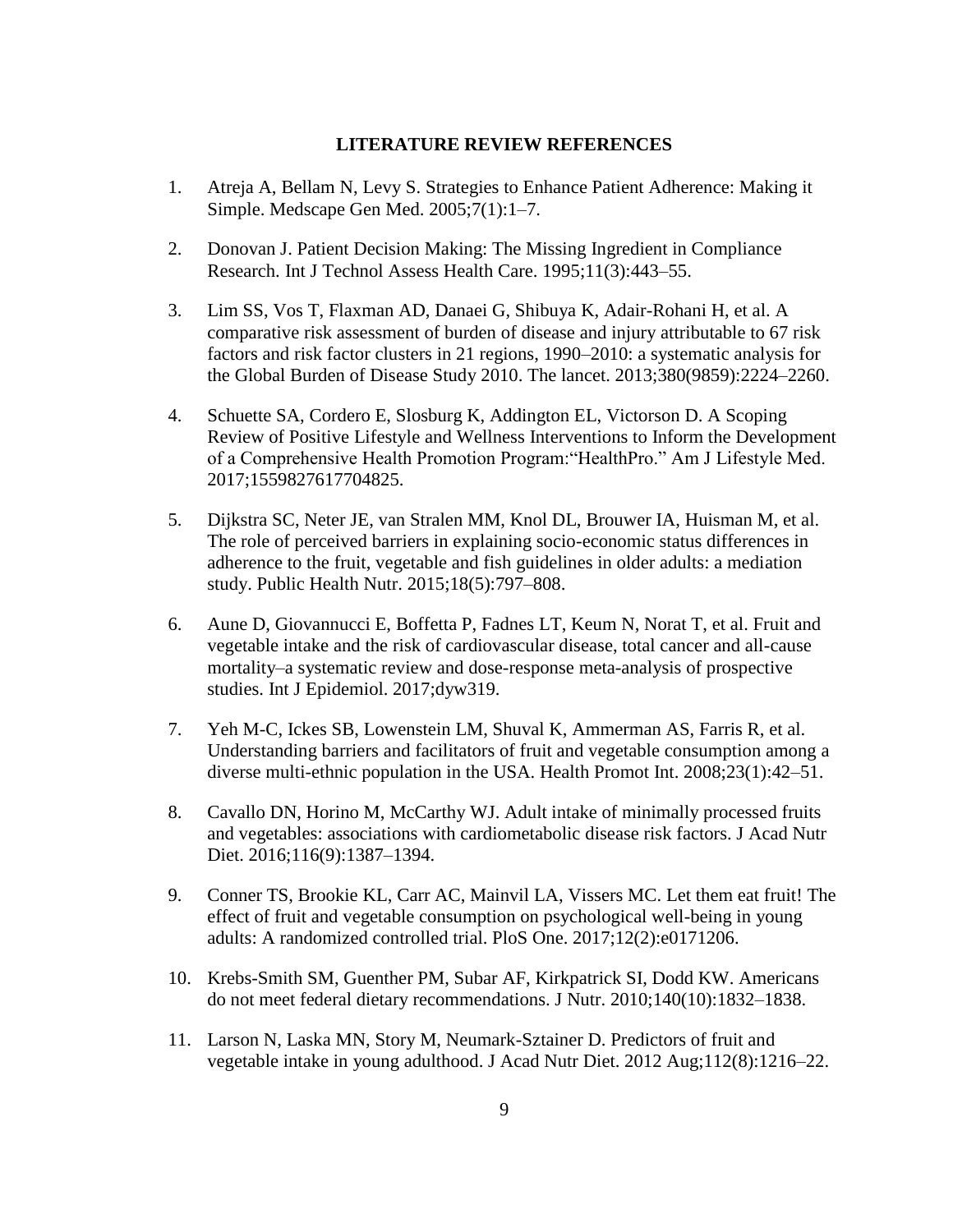**LITERATURE REVIEW REFERENCES**

1. Atreja A, Bellam N, Levy S. Strategies to Enhance Patient Adherence: Making it Simple. Medscape Gen Med. 2005;7(1):1–7.

2. Donovan J. Patient Decision Making: The Missing Ingredient in Compliance Research. Int J Technol Assess Health Care. 1995;11(3):443–55.

3. Lim SS, Vos T, Flaxman AD, Danaei G, Shibuya K, Adair-Rohani H, et al. A comparative risk assessment of burden of disease and injury attributable to 67 risk factors and risk factor clusters in 21 regions, 1990–2010: a systematic analysis for the Global Burden of Disease Study 2010. The lancet. 2013;380(9859):2224–2260.

4. Schuette SA, Cordero E, Slosburg K, Addington EL, Victorson D. A Scoping Review of Positive Lifestyle and Wellness Interventions to Inform the Development of a Comprehensive Health Promotion Program:"HealthPro." Am J Lifestyle Med. 2017;1559827617704825.

5. Dijkstra SC, Neter JE, van Stralen MM, Knol DL, Brouwer IA, Huisman M, et al. The role of perceived barriers in explaining socio-economic status differences in adherence to the fruit, vegetable and fish guidelines in older adults: a mediation study. Public Health Nutr. 2015;18(5):797–808.

6. Aune D, Giovannucci E, Boffetta P, Fadnes LT, Keum N, Norat T, et al. Fruit and vegetable intake and the risk of cardiovascular disease, total cancer and all-cause mortality–a systematic review and dose-response meta-analysis of prospective studies. Int J Epidemiol. 2017;dyw319.

7. Yeh M-C, Ickes SB, Lowenstein LM, Shuval K, Ammerman AS, Farris R, et al. Understanding barriers and facilitators of fruit and vegetable consumption among a diverse multi-ethnic population in the USA. Health Promot Int. 2008;23(1):42–51.

8. Cavallo DN, Horino M, McCarthy WJ. Adult intake of minimally processed fruits and vegetables: associations with cardiometabolic disease risk factors. J Acad Nutr Diet. 2016;116(9):1387–1394.

9. Conner TS, Brookie KL, Carr AC, Mainvil LA, Vissers MC. Let them eat fruit! The effect of fruit and vegetable consumption on psychological well-being in young adults: A randomized controlled trial. PloS One. 2017;12(2):e0171206.

10. Krebs-Smith SM, Guenther PM, Subar AF, Kirkpatrick SI, Dodd KW. Americans do not meet federal dietary recommendations. J Nutr. 2010;140(10):1832–1838.

11. Larson N, Laska MN, Story M, Neumark-Sztainer D. Predictors of fruit and vegetable intake in young adulthood. J Acad Nutr Diet. 2012 Aug;112(8):1216–22.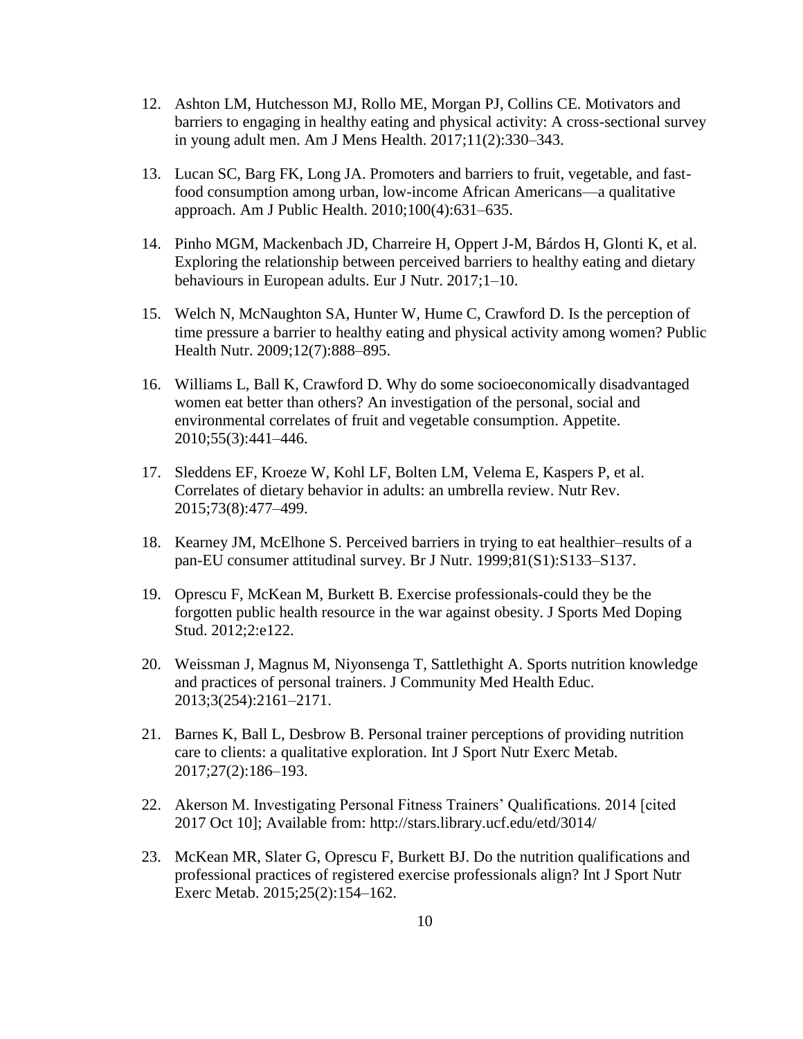12. Ashton LM, Hutchesson MJ, Rollo ME, Morgan PJ, Collins CE. Motivators and barriers to engaging in healthy eating and physical activity: A cross-sectional survey in young adult men. Am J Mens Health. 2017;11(2):330–343.
13. Lucan SC, Barg FK, Long JA. Promoters and barriers to fruit, vegetable, and fast-food consumption among urban, low-income African Americans—a qualitative approach. Am J Public Health. 2010;100(4):631–635.
14. Pinho MGM, Mackenbach JD, Charreire H, Oppert J-M, Bárdos H, Glonti K, et al. Exploring the relationship between perceived barriers to healthy eating and dietary behaviours in European adults. Eur J Nutr. 2017;1–10.
15. Welch N, McNaughton SA, Hunter W, Hume C, Crawford D. Is the perception of time pressure a barrier to healthy eating and physical activity among women? Public Health Nutr. 2009;12(7):888–895.
16. Williams L, Ball K, Crawford D. Why do some socioeconomically disadvantaged women eat better than others? An investigation of the personal, social and environmental correlates of fruit and vegetable consumption. Appetite. 2010;55(3):441–446.
17. Sleddens EF, Kroeze W, Kohl LF, Bolten LM, Velema E, Kaspers P, et al. Correlates of dietary behavior in adults: an umbrella review. Nutr Rev. 2015;73(8):477–499.
18. Kearney JM, McElhone S. Perceived barriers in trying to eat healthier–results of a pan-EU consumer attitudinal survey. Br J Nutr. 1999;81(S1):S133–S137.
19. Oprescu F, McKean M, Burkett B. Exercise professionals-could they be the forgotten public health resource in the war against obesity. J Sports Med Doping Stud. 2012;2:e122.
20. Weissman J, Magnus M, Niyonsenga T, Sattlethight A. Sports nutrition knowledge and practices of personal trainers. J Community Med Health Educ. 2013;3(254):2161–2171.
21. Barnes K, Ball L, Desbrow B. Personal trainer perceptions of providing nutrition care to clients: a qualitative exploration. Int J Sport Nutr Exerc Metab. 2017;27(2):186–193.
22. Akerson M. Investigating Personal Fitness Trainers' Qualifications. 2014 [cited 2017 Oct 10]; Available from: http://stars.library.ucf.edu/etd/3014/
23. McKean MR, Slater G, Oprescu F, Burkett BJ. Do the nutrition qualifications and professional practices of registered exercise professionals align? Int J Sport Nutr Exerc Metab. 2015;25(2):154–162.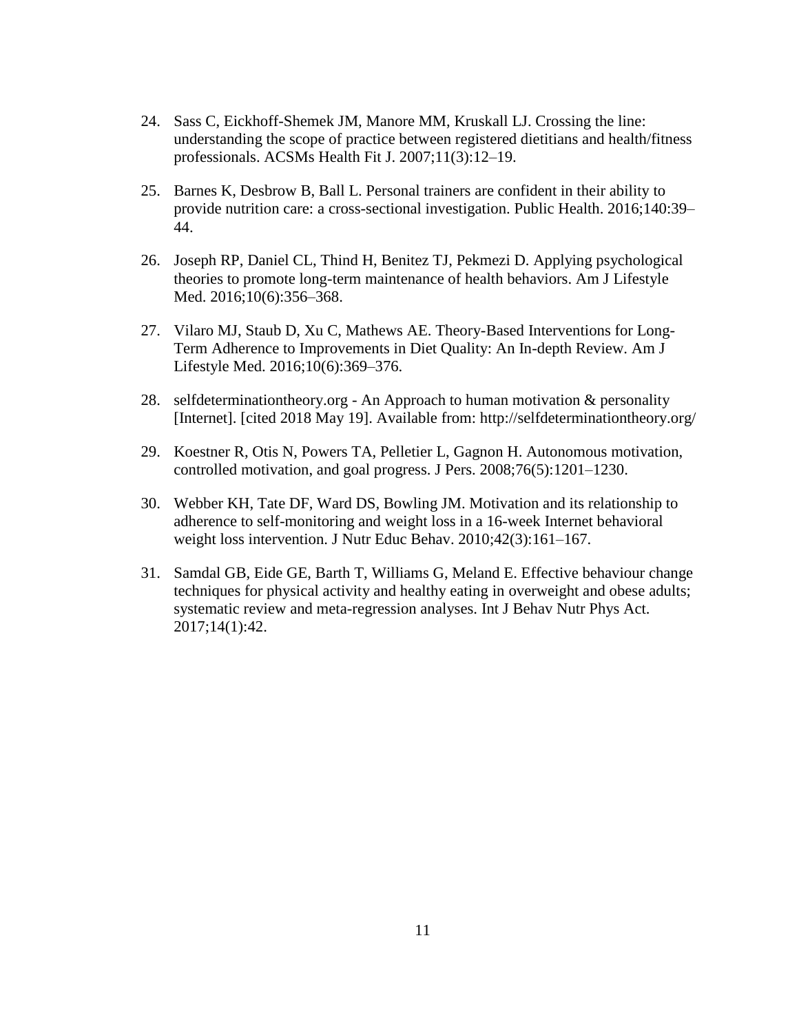24. Sass C, Eickhoff-Shemek JM, Manore MM, Kruskall LJ. Crossing the line: understanding the scope of practice between registered dietitians and health/fitness professionals. ACSMs Health Fit J. 2007;11(3):12–19.

25. Barnes K, Desbrow B, Ball L. Personal trainers are confident in their ability to provide nutrition care: a cross-sectional investigation. Public Health. 2016;140:39–44.

26. Joseph RP, Daniel CL, Thind H, Benitez TJ, Pekmezi D. Applying psychological theories to promote long-term maintenance of health behaviors. Am J Lifestyle Med. 2016;10(6):356–368.

27. Vilaro MJ, Staub D, Xu C, Mathews AE. Theory-Based Interventions for Long-Term Adherence to Improvements in Diet Quality: An In-depth Review. Am J Lifestyle Med. 2016;10(6):369–376.

28. selfdeterminationtheory.org - An Approach to human motivation & personality [Internet]. [cited 2018 May 19]. Available from: http://selfdeterminationtheory.org/

29. Koestner R, Otis N, Powers TA, Pelletier L, Gagnon H. Autonomous motivation, controlled motivation, and goal progress. J Pers. 2008;76(5):1201–1230.

30. Webber KH, Tate DF, Ward DS, Bowling JM. Motivation and its relationship to adherence to self-monitoring and weight loss in a 16-week Internet behavioral weight loss intervention. J Nutr Educ Behav. 2010;42(3):161–167.

31. Samdal GB, Eide GE, Barth T, Williams G, Meland E. Effective behaviour change techniques for physical activity and healthy eating in overweight and obese adults; systematic review and meta-regression analyses. Int J Behav Nutr Phys Act. 2017;14(1):42.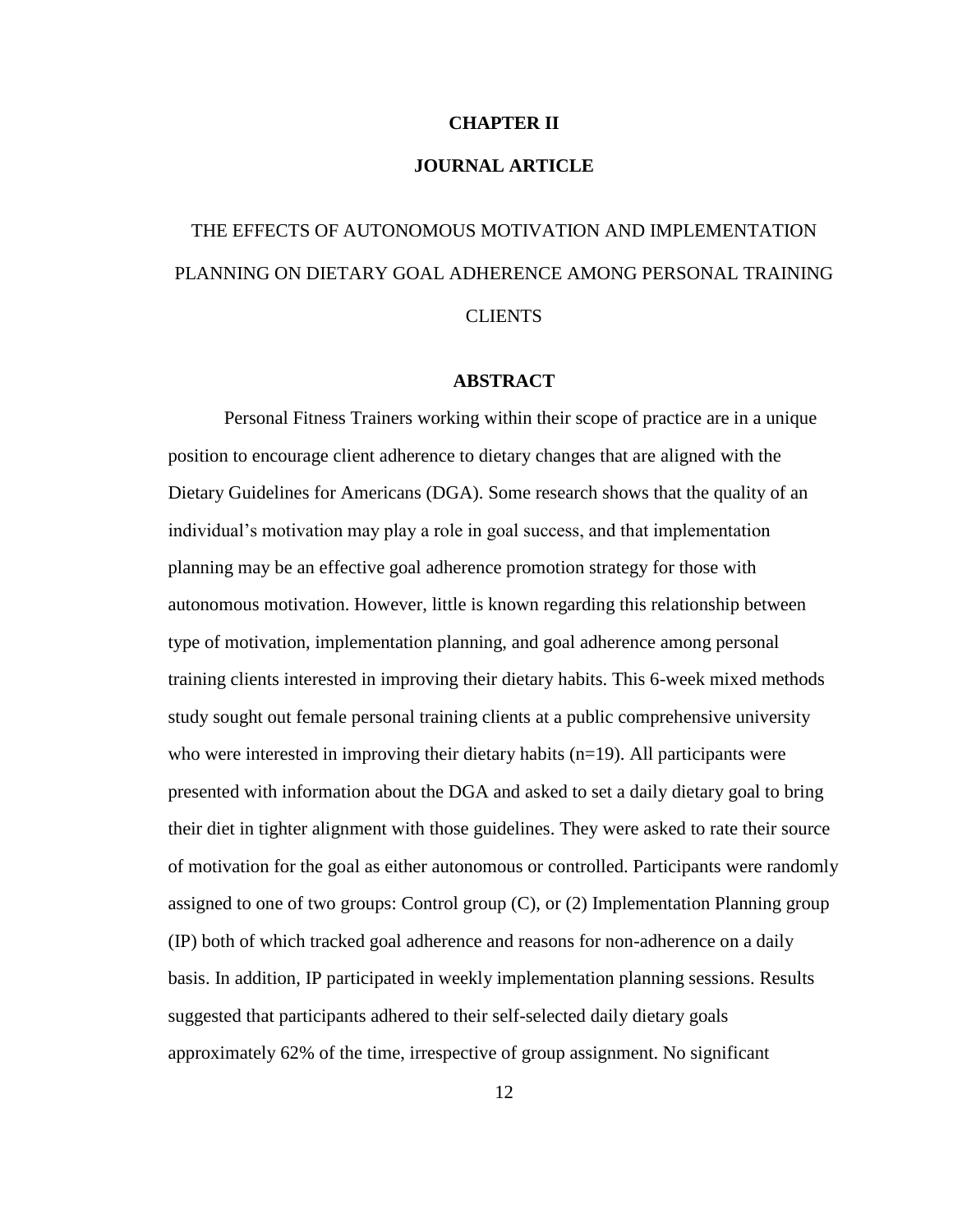# CHAPTER II

## JOURNAL ARTICLE

## THE EFFECTS OF AUTONOMOUS MOTIVATION AND IMPLEMENTATION PLANNING ON DIETARY GOAL ADHERENCE AMONG PERSONAL TRAINING CLIENTS

### ABSTRACT

Personal Fitness Trainers working within their scope of practice are in a unique position to encourage client adherence to dietary changes that are aligned with the Dietary Guidelines for Americans (DGA). Some research shows that the quality of an individual's motivation may play a role in goal success, and that implementation planning may be an effective goal adherence promotion strategy for those with autonomous motivation. However, little is known regarding this relationship between type of motivation, implementation planning, and goal adherence among personal training clients interested in improving their dietary habits. This 6-week mixed methods study sought out female personal training clients at a public comprehensive university who were interested in improving their dietary habits (n=19). All participants were presented with information about the DGA and asked to set a daily dietary goal to bring their diet in tighter alignment with those guidelines. They were asked to rate their source of motivation for the goal as either autonomous or controlled. Participants were randomly assigned to one of two groups: Control group (C), or (2) Implementation Planning group (IP) both of which tracked goal adherence and reasons for non-adherence on a daily basis. In addition, IP participated in weekly implementation planning sessions. Results suggested that participants adhered to their self-selected daily dietary goals approximately 62% of the time, irrespective of group assignment. No significant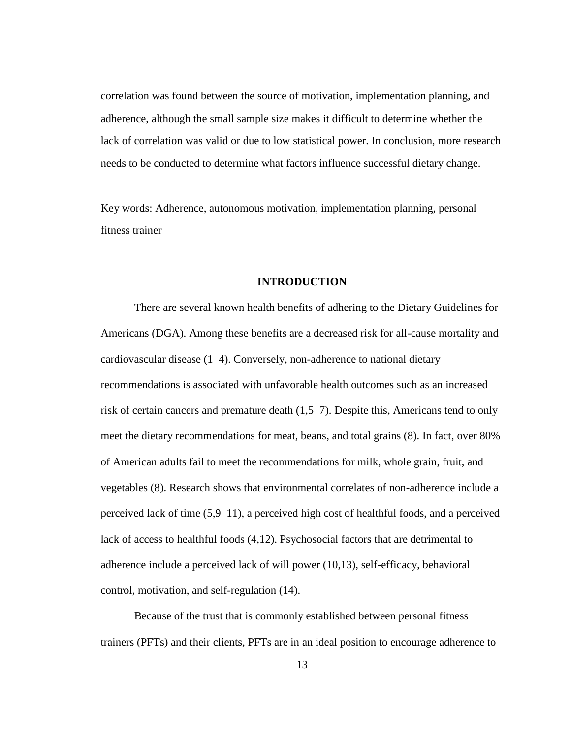correlation was found between the source of motivation, implementation planning, and adherence, although the small sample size makes it difficult to determine whether the lack of correlation was valid or due to low statistical power. In conclusion, more research needs to be conducted to determine what factors influence successful dietary change.

Key words: Adherence, autonomous motivation, implementation planning, personal fitness trainer

## INTRODUCTION

There are several known health benefits of adhering to the Dietary Guidelines for Americans (DGA). Among these benefits are a decreased risk for all-cause mortality and cardiovascular disease (1–4). Conversely, non-adherence to national dietary recommendations is associated with unfavorable health outcomes such as an increased risk of certain cancers and premature death (1,5–7). Despite this, Americans tend to only meet the dietary recommendations for meat, beans, and total grains (8). In fact, over 80% of American adults fail to meet the recommendations for milk, whole grain, fruit, and vegetables (8). Research shows that environmental correlates of non-adherence include a perceived lack of time (5,9–11), a perceived high cost of healthful foods, and a perceived lack of access to healthful foods (4,12). Psychosocial factors that are detrimental to adherence include a perceived lack of will power (10,13), self-efficacy, behavioral control, motivation, and self-regulation (14).

Because of the trust that is commonly established between personal fitness trainers (PFTs) and their clients, PFTs are in an ideal position to encourage adherence to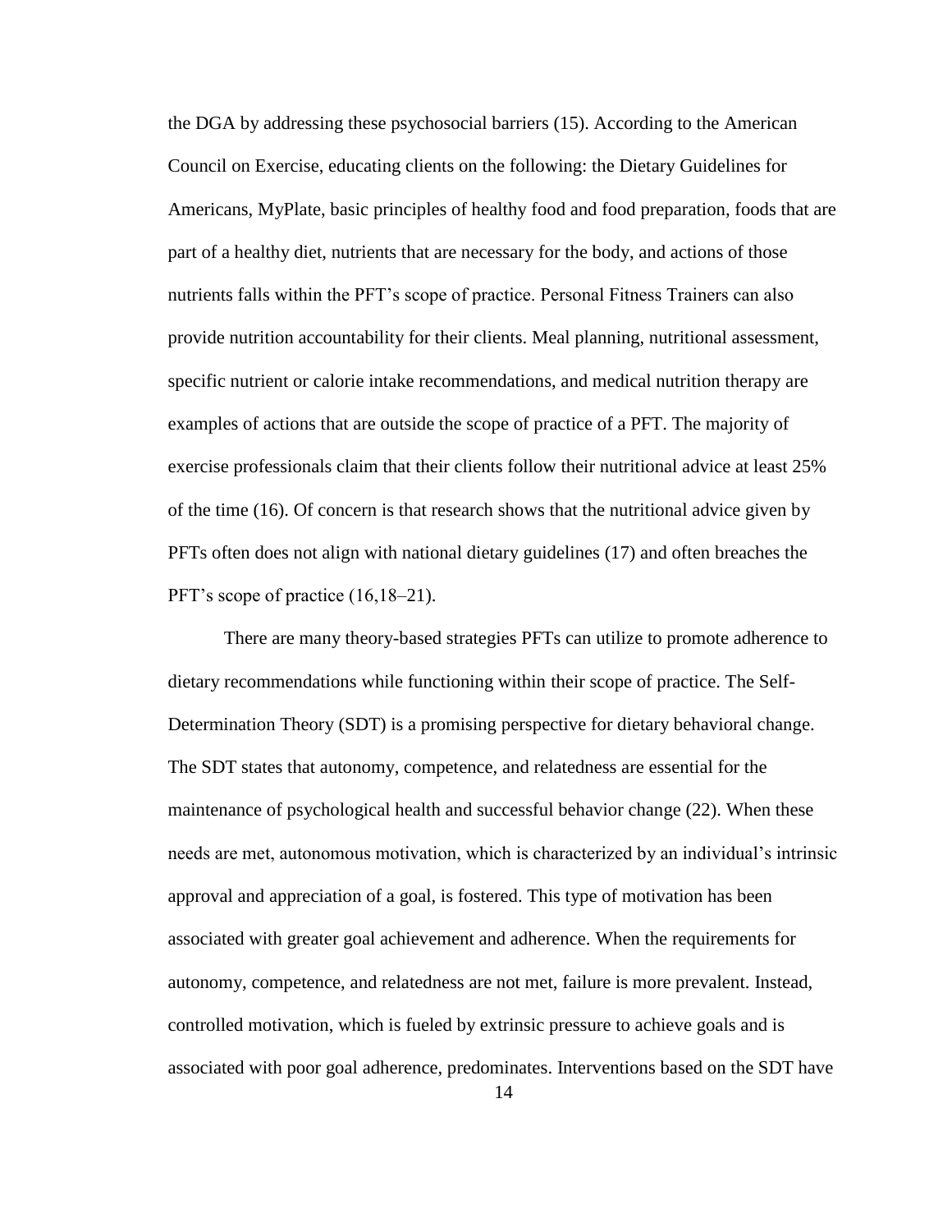the DGA by addressing these psychosocial barriers (15). According to the American Council on Exercise, educating clients on the following: the Dietary Guidelines for Americans, MyPlate, basic principles of healthy food and food preparation, foods that are part of a healthy diet, nutrients that are necessary for the body, and actions of those nutrients falls within the PFT's scope of practice. Personal Fitness Trainers can also provide nutrition accountability for their clients. Meal planning, nutritional assessment, specific nutrient or calorie intake recommendations, and medical nutrition therapy are examples of actions that are outside the scope of practice of a PFT. The majority of exercise professionals claim that their clients follow their nutritional advice at least 25% of the time (16). Of concern is that research shows that the nutritional advice given by PFTs often does not align with national dietary guidelines (17) and often breaches the PFT's scope of practice (16,18–21).

There are many theory-based strategies PFTs can utilize to promote adherence to dietary recommendations while functioning within their scope of practice. The Self-Determination Theory (SDT) is a promising perspective for dietary behavioral change. The SDT states that autonomy, competence, and relatedness are essential for the maintenance of psychological health and successful behavior change (22). When these needs are met, autonomous motivation, which is characterized by an individual's intrinsic approval and appreciation of a goal, is fostered. This type of motivation has been associated with greater goal achievement and adherence. When the requirements for autonomy, competence, and relatedness are not met, failure is more prevalent. Instead, controlled motivation, which is fueled by extrinsic pressure to achieve goals and is associated with poor goal adherence, predominates. Interventions based on the SDT have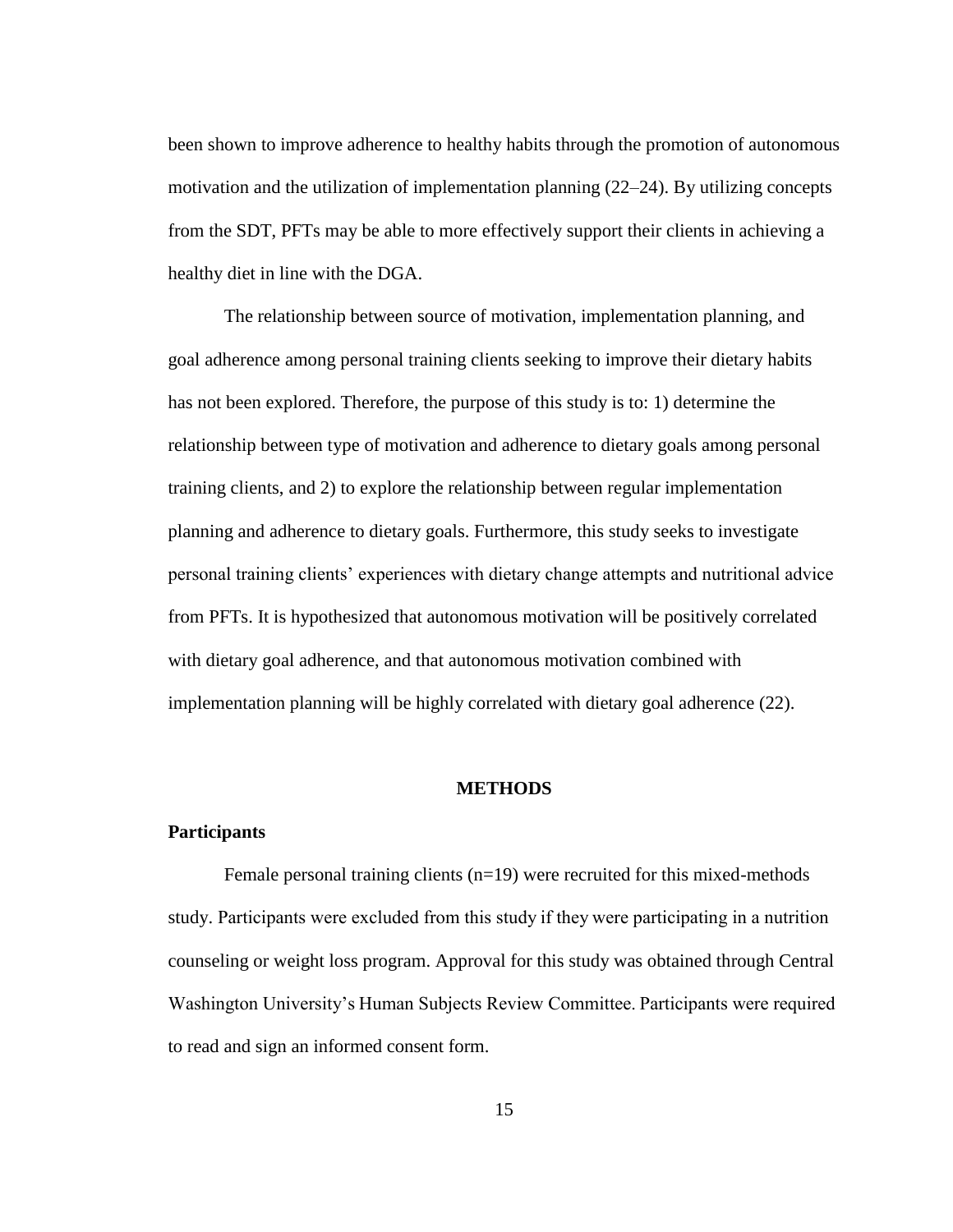been shown to improve adherence to healthy habits through the promotion of autonomous motivation and the utilization of implementation planning (22–24). By utilizing concepts from the SDT, PFTs may be able to more effectively support their clients in achieving a healthy diet in line with the DGA.

The relationship between source of motivation, implementation planning, and goal adherence among personal training clients seeking to improve their dietary habits has not been explored. Therefore, the purpose of this study is to: 1) determine the relationship between type of motivation and adherence to dietary goals among personal training clients, and 2) to explore the relationship between regular implementation planning and adherence to dietary goals. Furthermore, this study seeks to investigate personal training clients' experiences with dietary change attempts and nutritional advice from PFTs. It is hypothesized that autonomous motivation will be positively correlated with dietary goal adherence, and that autonomous motivation combined with implementation planning will be highly correlated with dietary goal adherence (22).

## METHODS

### Participants

Female personal training clients (n=19) were recruited for this mixed-methods study. Participants were excluded from this study if they were participating in a nutrition counseling or weight loss program. Approval for this study was obtained through Central Washington University's Human Subjects Review Committee. Participants were required to read and sign an informed consent form.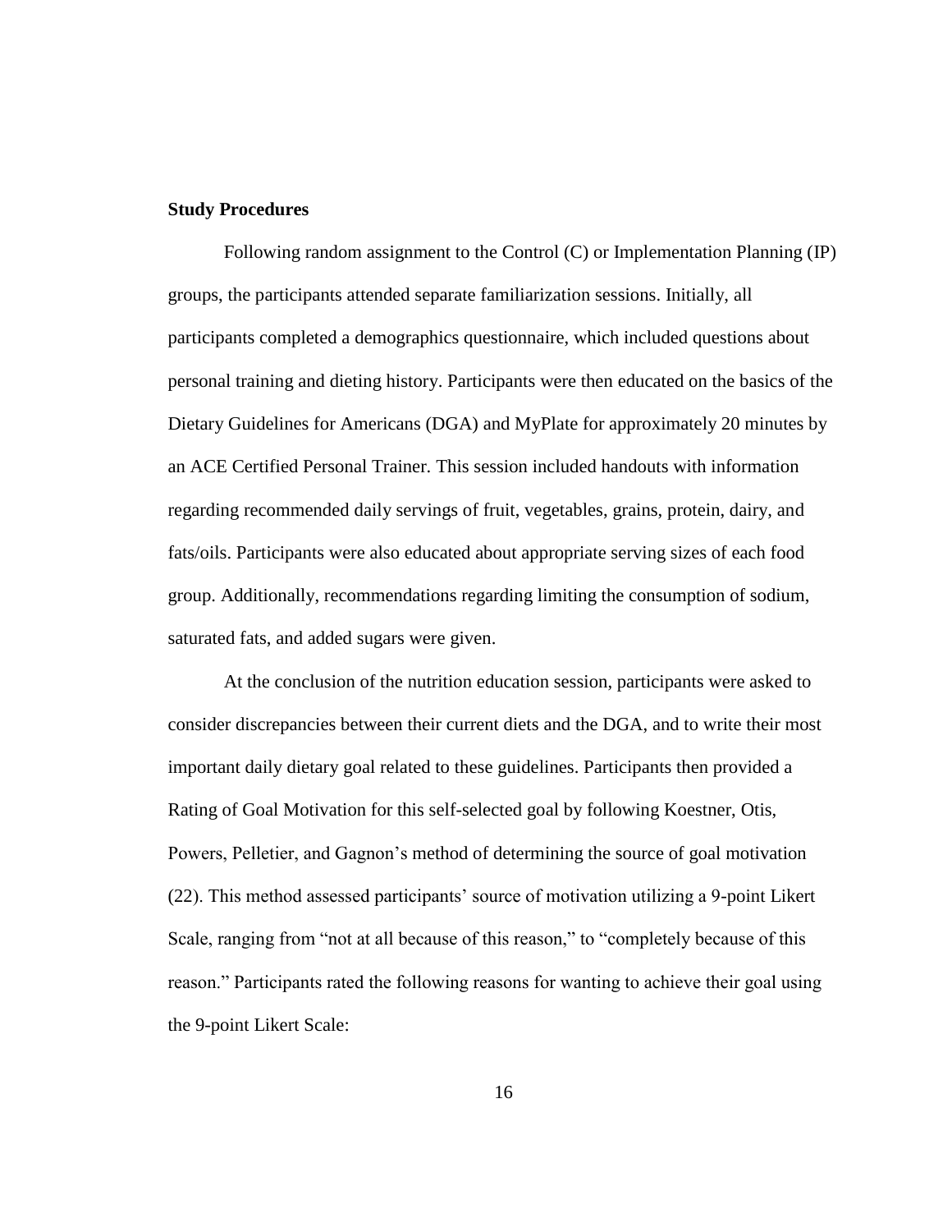**Study Procedures**

Following random assignment to the Control (C) or Implementation Planning (IP) groups, the participants attended separate familiarization sessions. Initially, all participants completed a demographics questionnaire, which included questions about personal training and dieting history. Participants were then educated on the basics of the Dietary Guidelines for Americans (DGA) and MyPlate for approximately 20 minutes by an ACE Certified Personal Trainer. This session included handouts with information regarding recommended daily servings of fruit, vegetables, grains, protein, dairy, and fats/oils. Participants were also educated about appropriate serving sizes of each food group. Additionally, recommendations regarding limiting the consumption of sodium, saturated fats, and added sugars were given.

At the conclusion of the nutrition education session, participants were asked to consider discrepancies between their current diets and the DGA, and to write their most important daily dietary goal related to these guidelines. Participants then provided a Rating of Goal Motivation for this self-selected goal by following Koestner, Otis, Powers, Pelletier, and Gagnon's method of determining the source of goal motivation (22). This method assessed participants' source of motivation utilizing a 9-point Likert Scale, ranging from "not at all because of this reason," to "completely because of this reason." Participants rated the following reasons for wanting to achieve their goal using the 9-point Likert Scale: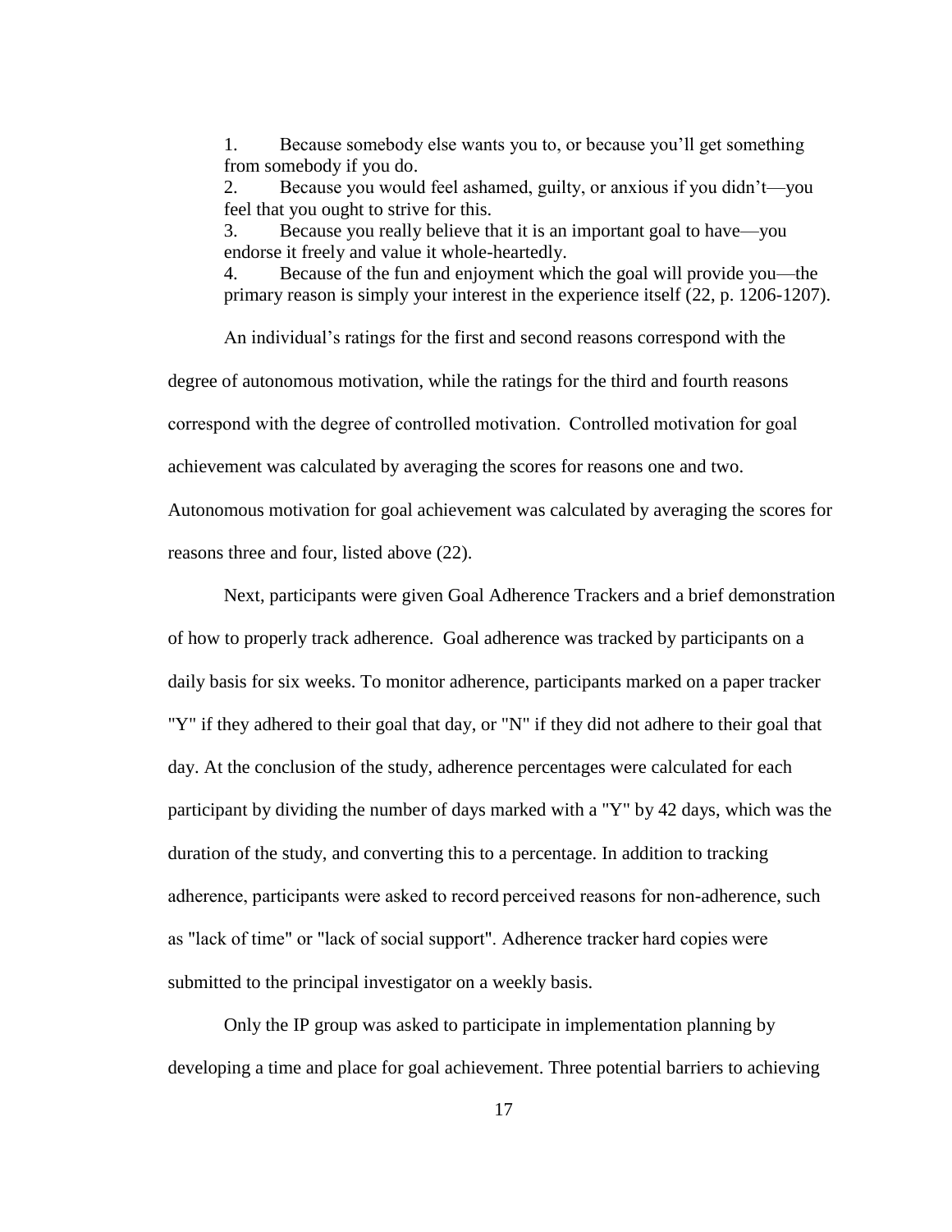1. Because somebody else wants you to, or because you'll get something from somebody if you do.
2. Because you would feel ashamed, guilty, or anxious if you didn't—you feel that you ought to strive for this.
3. Because you really believe that it is an important goal to have—you endorse it freely and value it whole-heartedly.
4. Because of the fun and enjoyment which the goal will provide you—the primary reason is simply your interest in the experience itself (22, p. 1206-1207).

An individual's ratings for the first and second reasons correspond with the degree of autonomous motivation, while the ratings for the third and fourth reasons correspond with the degree of controlled motivation. Controlled motivation for goal achievement was calculated by averaging the scores for reasons one and two. Autonomous motivation for goal achievement was calculated by averaging the scores for reasons three and four, listed above (22).

Next, participants were given Goal Adherence Trackers and a brief demonstration of how to properly track adherence. Goal adherence was tracked by participants on a daily basis for six weeks. To monitor adherence, participants marked on a paper tracker "Y" if they adhered to their goal that day, or "N" if they did not adhere to their goal that day. At the conclusion of the study, adherence percentages were calculated for each participant by dividing the number of days marked with a "Y" by 42 days, which was the duration of the study, and converting this to a percentage. In addition to tracking adherence, participants were asked to record perceived reasons for non-adherence, such as "lack of time" or "lack of social support". Adherence tracker hard copies were submitted to the principal investigator on a weekly basis.

Only the IP group was asked to participate in implementation planning by developing a time and place for goal achievement. Three potential barriers to achieving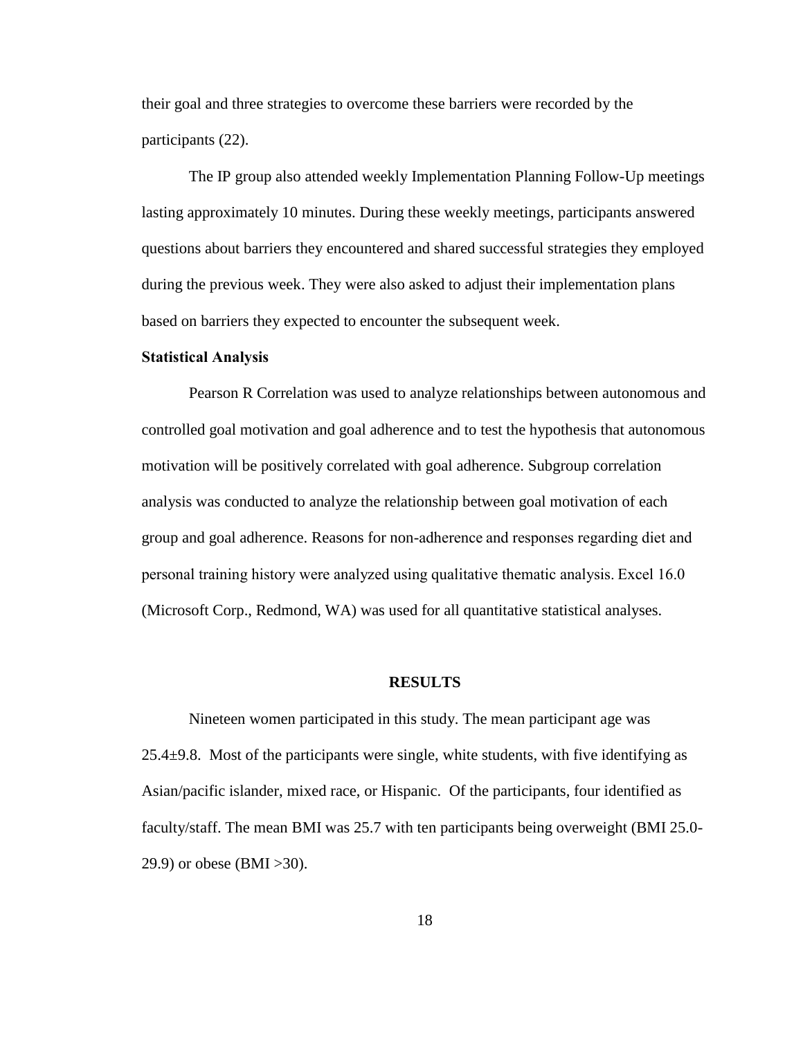their goal and three strategies to overcome these barriers were recorded by the participants (22).

The IP group also attended weekly Implementation Planning Follow-Up meetings lasting approximately 10 minutes. During these weekly meetings, participants answered questions about barriers they encountered and shared successful strategies they employed during the previous week. They were also asked to adjust their implementation plans based on barriers they expected to encounter the subsequent week.

### Statistical Analysis

Pearson R Correlation was used to analyze relationships between autonomous and controlled goal motivation and goal adherence and to test the hypothesis that autonomous motivation will be positively correlated with goal adherence. Subgroup correlation analysis was conducted to analyze the relationship between goal motivation of each group and goal adherence. Reasons for non-adherence and responses regarding diet and personal training history were analyzed using qualitative thematic analysis. Excel 16.0 (Microsoft Corp., Redmond, WA) was used for all quantitative statistical analyses.

## RESULTS

Nineteen women participated in this study. The mean participant age was $25.4 \pm 9.8$. Most of the participants were single, white students, with five identifying as Asian/pacific islander, mixed race, or Hispanic. Of the participants, four identified as faculty/staff. The mean BMI was 25.7 with ten participants being overweight (BMI 25.0-29.9) or obese (BMI >30).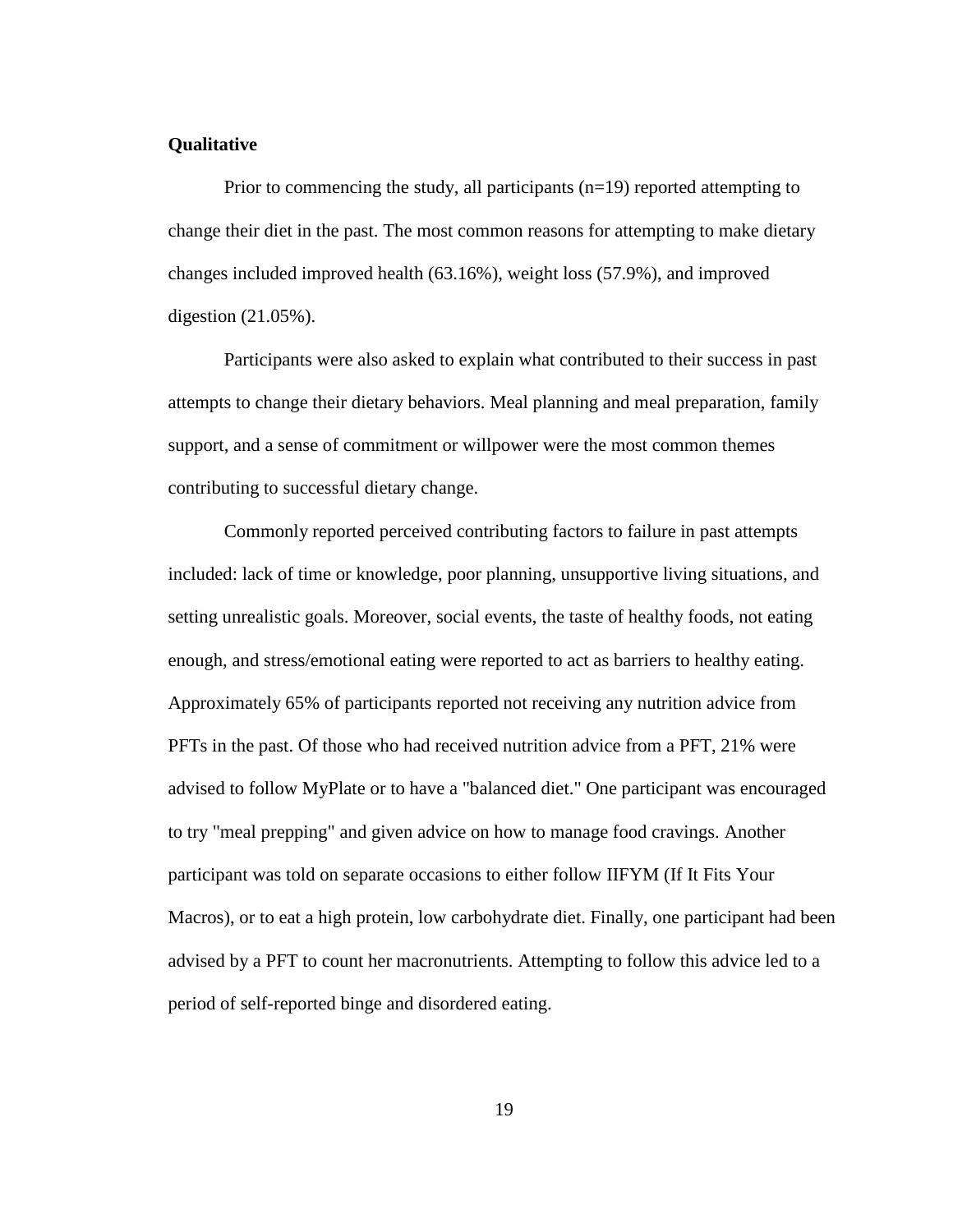**Qualitative**

Prior to commencing the study, all participants (n=19) reported attempting to change their diet in the past. The most common reasons for attempting to make dietary changes included improved health (63.16%), weight loss (57.9%), and improved digestion (21.05%).

Participants were also asked to explain what contributed to their success in past attempts to change their dietary behaviors. Meal planning and meal preparation, family support, and a sense of commitment or willpower were the most common themes contributing to successful dietary change.

Commonly reported perceived contributing factors to failure in past attempts included: lack of time or knowledge, poor planning, unsupportive living situations, and setting unrealistic goals. Moreover, social events, the taste of healthy foods, not eating enough, and stress/emotional eating were reported to act as barriers to healthy eating. Approximately 65% of participants reported not receiving any nutrition advice from PFTs in the past. Of those who had received nutrition advice from a PFT, 21% were advised to follow MyPlate or to have a "balanced diet." One participant was encouraged to try "meal prepping" and given advice on how to manage food cravings. Another participant was told on separate occasions to either follow IIFYM (If It Fits Your Macros), or to eat a high protein, low carbohydrate diet. Finally, one participant had been advised by a PFT to count her macronutrients. Attempting to follow this advice led to a period of self-reported binge and disordered eating.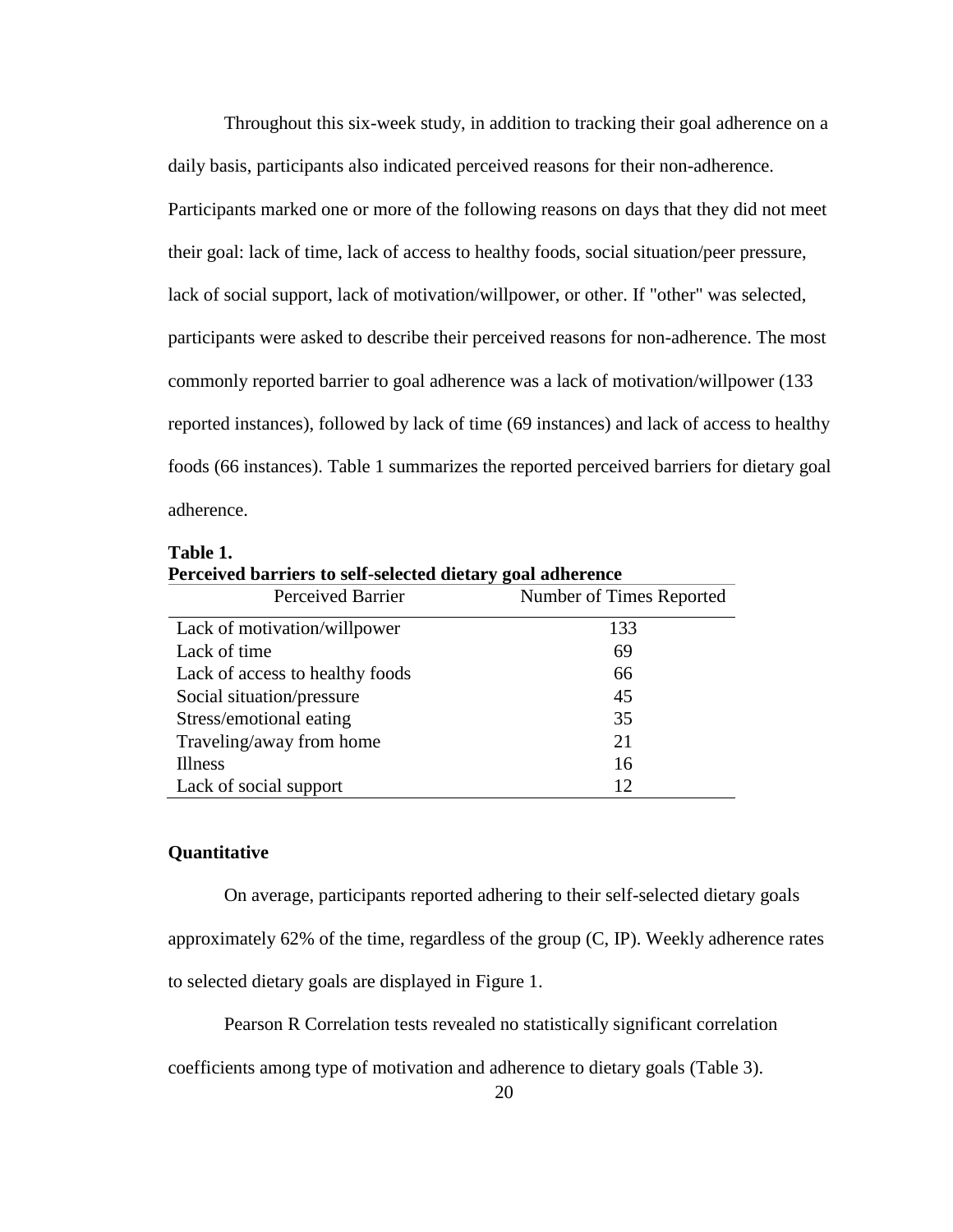Throughout this six-week study, in addition to tracking their goal adherence on a daily basis, participants also indicated perceived reasons for their non-adherence. Participants marked one or more of the following reasons on days that they did not meet their goal: lack of time, lack of access to healthy foods, social situation/peer pressure, lack of social support, lack of motivation/willpower, or other. If "other" was selected, participants were asked to describe their perceived reasons for non-adherence. The most commonly reported barrier to goal adherence was a lack of motivation/willpower (133 reported instances), followed by lack of time (69 instances) and lack of access to healthy foods (66 instances). Table 1 summarizes the reported perceived barriers for dietary goal adherence.

**Table 1.**
**Perceived barriers to self-selected dietary goal adherence**

| Perceived Barrier | Number of Times Reported |
| --- | --- |
| Lack of motivation/willpower | 133 |
| Lack of time | 69 |
| Lack of access to healthy foods | 66 |
| Social situation/pressure | 45 |
| Stress/emotional eating | 35 |
| Traveling/away from home | 21 |
| Illness | 16 |
| Lack of social support | 12 |

### Quantitative

On average, participants reported adhering to their self-selected dietary goals approximately 62% of the time, regardless of the group (C, IP). Weekly adherence rates to selected dietary goals are displayed in Figure 1.

Pearson R Correlation tests revealed no statistically significant correlation coefficients among type of motivation and adherence to dietary goals (Table 3).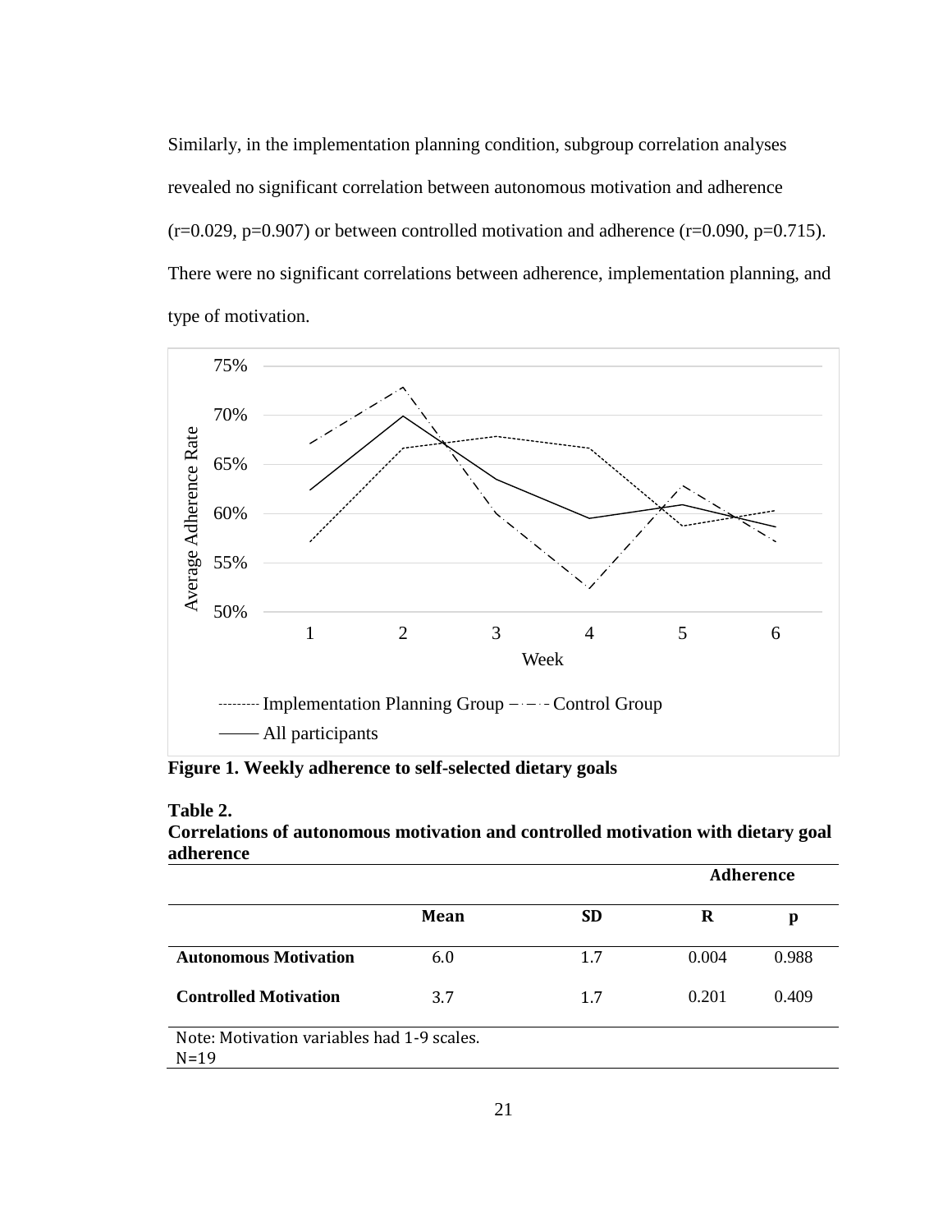Similarly, in the implementation planning condition, subgroup correlation analyses revealed no significant correlation between autonomous motivation and adherence ($r=0.029$, $p=0.907$) or between controlled motivation and adherence ($r=0.090$, $p=0.715$). There were no significant correlations between adherence, implementation planning, and type of motivation.

**Figure 1. Weekly adherence to self-selected dietary goals**

**Table 2.**
**Correlations of autonomous motivation and controlled motivation with dietary goal adherence**

| | | | Adherence | |
|---|---|---|---|---|
| | **Mean** | **SD** | **R** | **p** |
| **Autonomous Motivation** | 6.0 | 1.7 | 0.004 | 0.988 |
| **Controlled Motivation** | 3.7 | 1.7 | 0.201 | 0.409 |

Note: Motivation variables had 1-9 scales.
N=19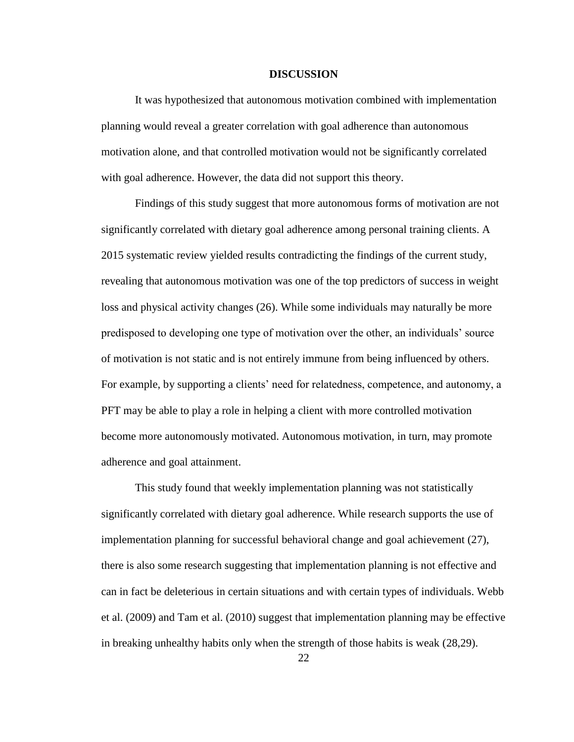# DISCUSSION

It was hypothesized that autonomous motivation combined with implementation planning would reveal a greater correlation with goal adherence than autonomous motivation alone, and that controlled motivation would not be significantly correlated with goal adherence. However, the data did not support this theory.

Findings of this study suggest that more autonomous forms of motivation are not significantly correlated with dietary goal adherence among personal training clients. A 2015 systematic review yielded results contradicting the findings of the current study, revealing that autonomous motivation was one of the top predictors of success in weight loss and physical activity changes (26). While some individuals may naturally be more predisposed to developing one type of motivation over the other, an individuals' source of motivation is not static and is not entirely immune from being influenced by others. For example, by supporting a clients' need for relatedness, competence, and autonomy, a PFT may be able to play a role in helping a client with more controlled motivation become more autonomously motivated. Autonomous motivation, in turn, may promote adherence and goal attainment.

This study found that weekly implementation planning was not statistically significantly correlated with dietary goal adherence. While research supports the use of implementation planning for successful behavioral change and goal achievement (27), there is also some research suggesting that implementation planning is not effective and can in fact be deleterious in certain situations and with certain types of individuals. Webb et al. (2009) and Tam et al. (2010) suggest that implementation planning may be effective in breaking unhealthy habits only when the strength of those habits is weak (28,29).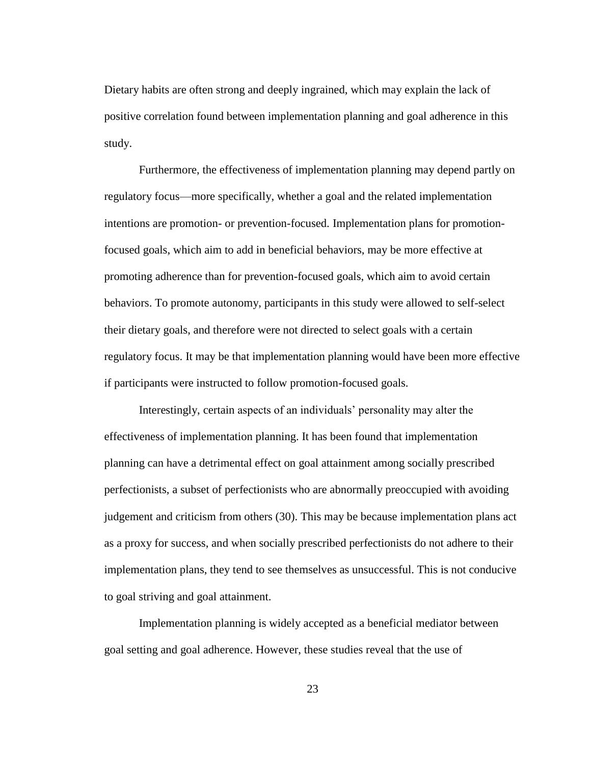Dietary habits are often strong and deeply ingrained, which may explain the lack of positive correlation found between implementation planning and goal adherence in this study.

Furthermore, the effectiveness of implementation planning may depend partly on regulatory focus—more specifically, whether a goal and the related implementation intentions are promotion- or prevention-focused. Implementation plans for promotion-focused goals, which aim to add in beneficial behaviors, may be more effective at promoting adherence than for prevention-focused goals, which aim to avoid certain behaviors. To promote autonomy, participants in this study were allowed to self-select their dietary goals, and therefore were not directed to select goals with a certain regulatory focus. It may be that implementation planning would have been more effective if participants were instructed to follow promotion-focused goals.

Interestingly, certain aspects of an individuals' personality may alter the effectiveness of implementation planning. It has been found that implementation planning can have a detrimental effect on goal attainment among socially prescribed perfectionists, a subset of perfectionists who are abnormally preoccupied with avoiding judgement and criticism from others (30). This may be because implementation plans act as a proxy for success, and when socially prescribed perfectionists do not adhere to their implementation plans, they tend to see themselves as unsuccessful. This is not conducive to goal striving and goal attainment.

Implementation planning is widely accepted as a beneficial mediator between goal setting and goal adherence. However, these studies reveal that the use of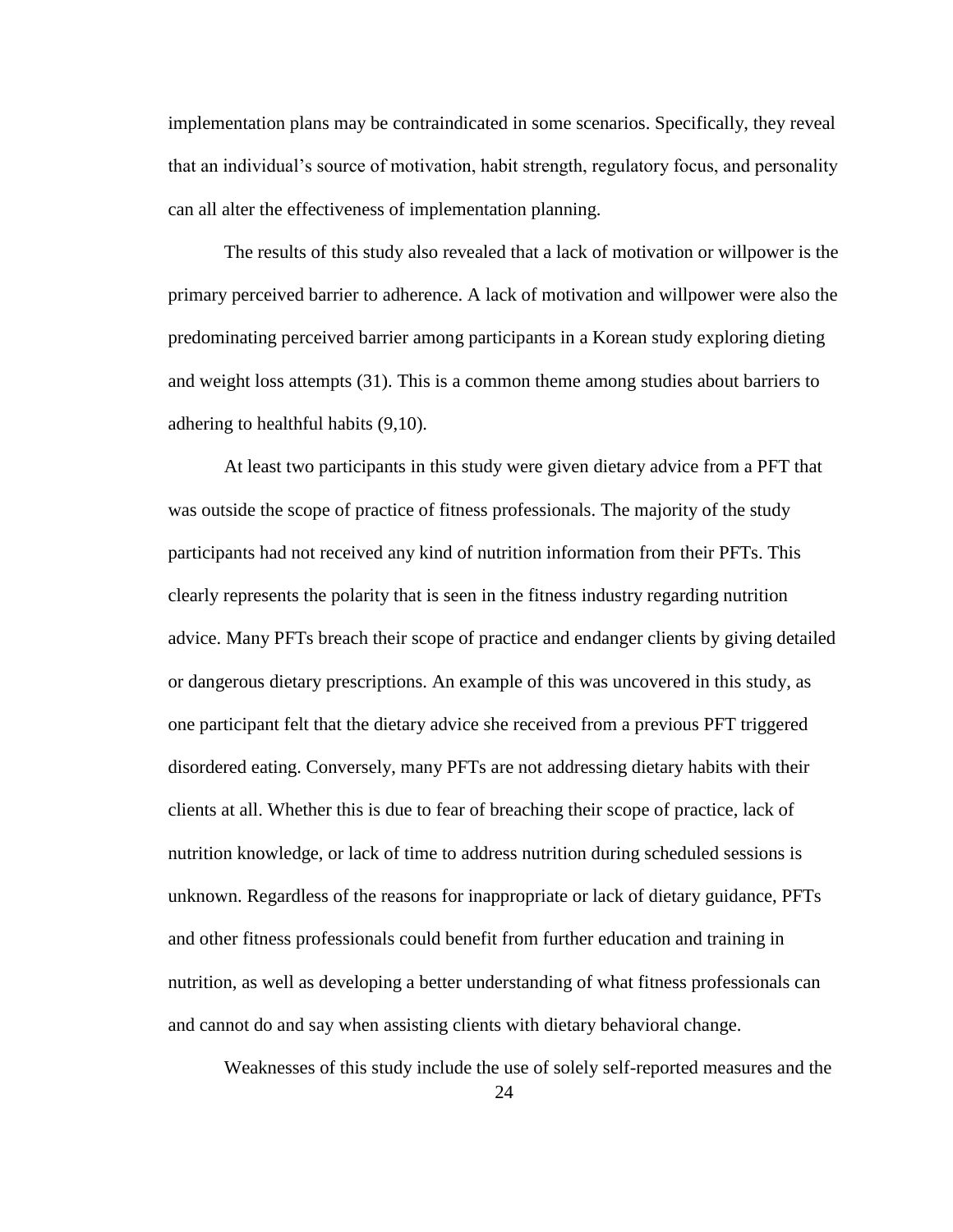implementation plans may be contraindicated in some scenarios. Specifically, they reveal that an individual's source of motivation, habit strength, regulatory focus, and personality can all alter the effectiveness of implementation planning.

The results of this study also revealed that a lack of motivation or willpower is the primary perceived barrier to adherence. A lack of motivation and willpower were also the predominating perceived barrier among participants in a Korean study exploring dieting and weight loss attempts (31). This is a common theme among studies about barriers to adhering to healthful habits (9,10).

At least two participants in this study were given dietary advice from a PFT that was outside the scope of practice of fitness professionals. The majority of the study participants had not received any kind of nutrition information from their PFTs. This clearly represents the polarity that is seen in the fitness industry regarding nutrition advice. Many PFTs breach their scope of practice and endanger clients by giving detailed or dangerous dietary prescriptions. An example of this was uncovered in this study, as one participant felt that the dietary advice she received from a previous PFT triggered disordered eating. Conversely, many PFTs are not addressing dietary habits with their clients at all. Whether this is due to fear of breaching their scope of practice, lack of nutrition knowledge, or lack of time to address nutrition during scheduled sessions is unknown. Regardless of the reasons for inappropriate or lack of dietary guidance, PFTs and other fitness professionals could benefit from further education and training in nutrition, as well as developing a better understanding of what fitness professionals can and cannot do and say when assisting clients with dietary behavioral change.

Weaknesses of this study include the use of solely self-reported measures and the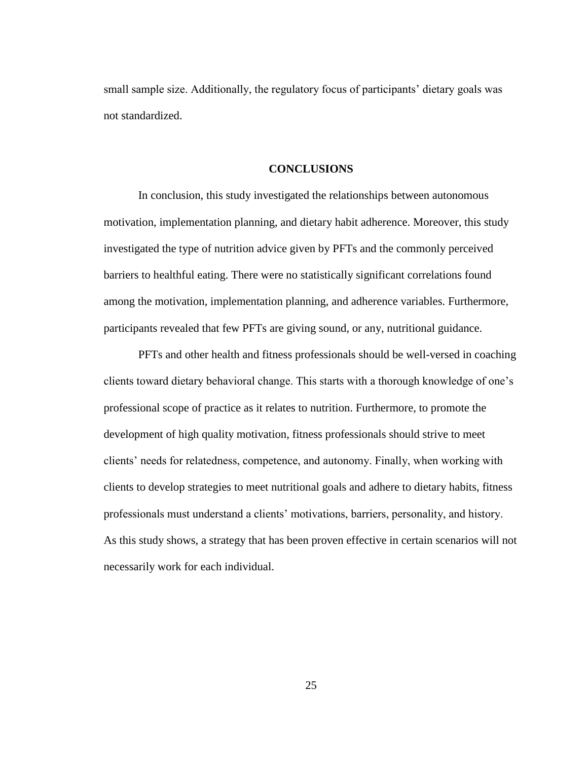small sample size. Additionally, the regulatory focus of participants' dietary goals was not standardized.

## CONCLUSIONS

In conclusion, this study investigated the relationships between autonomous motivation, implementation planning, and dietary habit adherence. Moreover, this study investigated the type of nutrition advice given by PFTs and the commonly perceived barriers to healthful eating. There were no statistically significant correlations found among the motivation, implementation planning, and adherence variables. Furthermore, participants revealed that few PFTs are giving sound, or any, nutritional guidance.

PFTs and other health and fitness professionals should be well-versed in coaching clients toward dietary behavioral change. This starts with a thorough knowledge of one's professional scope of practice as it relates to nutrition. Furthermore, to promote the development of high quality motivation, fitness professionals should strive to meet clients' needs for relatedness, competence, and autonomy. Finally, when working with clients to develop strategies to meet nutritional goals and adhere to dietary habits, fitness professionals must understand a clients' motivations, barriers, personality, and history. As this study shows, a strategy that has been proven effective in certain scenarios will not necessarily work for each individual.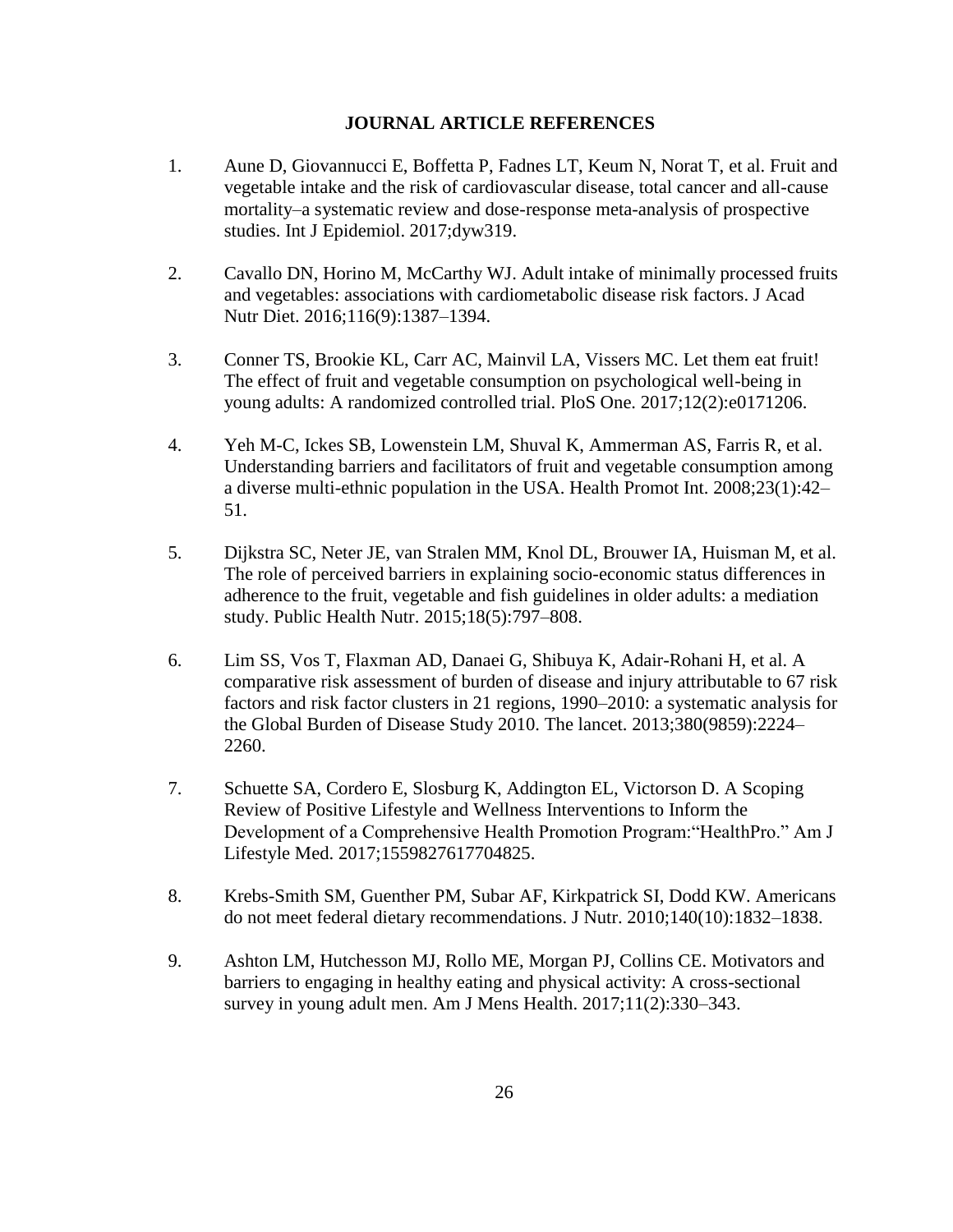## JOURNAL ARTICLE REFERENCES

1. Aune D, Giovannucci E, Boffetta P, Fadnes LT, Keum N, Norat T, et al. Fruit and vegetable intake and the risk of cardiovascular disease, total cancer and all-cause mortality–a systematic review and dose-response meta-analysis of prospective studies. Int J Epidemiol. 2017;dyw319.

2. Cavallo DN, Horino M, McCarthy WJ. Adult intake of minimally processed fruits and vegetables: associations with cardiometabolic disease risk factors. J Acad Nutr Diet. 2016;116(9):1387–1394.

3. Conner TS, Brookie KL, Carr AC, Mainvil LA, Vissers MC. Let them eat fruit! The effect of fruit and vegetable consumption on psychological well-being in young adults: A randomized controlled trial. PloS One. 2017;12(2):e0171206.

4. Yeh M-C, Ickes SB, Lowenstein LM, Shuval K, Ammerman AS, Farris R, et al. Understanding barriers and facilitators of fruit and vegetable consumption among a diverse multi-ethnic population in the USA. Health Promot Int. 2008;23(1):42–51.

5. Dijkstra SC, Neter JE, van Stralen MM, Knol DL, Brouwer IA, Huisman M, et al. The role of perceived barriers in explaining socio-economic status differences in adherence to the fruit, vegetable and fish guidelines in older adults: a mediation study. Public Health Nutr. 2015;18(5):797–808.

6. Lim SS, Vos T, Flaxman AD, Danaei G, Shibuya K, Adair-Rohani H, et al. A comparative risk assessment of burden of disease and injury attributable to 67 risk factors and risk factor clusters in 21 regions, 1990–2010: a systematic analysis for the Global Burden of Disease Study 2010. The lancet. 2013;380(9859):2224–2260.

7. Schuette SA, Cordero E, Slosburg K, Addington EL, Victorson D. A Scoping Review of Positive Lifestyle and Wellness Interventions to Inform the Development of a Comprehensive Health Promotion Program:“HealthPro.” Am J Lifestyle Med. 2017;1559827617704825.

8. Krebs-Smith SM, Guenther PM, Subar AF, Kirkpatrick SI, Dodd KW. Americans do not meet federal dietary recommendations. J Nutr. 2010;140(10):1832–1838.

9. Ashton LM, Hutchesson MJ, Rollo ME, Morgan PJ, Collins CE. Motivators and barriers to engaging in healthy eating and physical activity: A cross-sectional survey in young adult men. Am J Mens Health. 2017;11(2):330–343.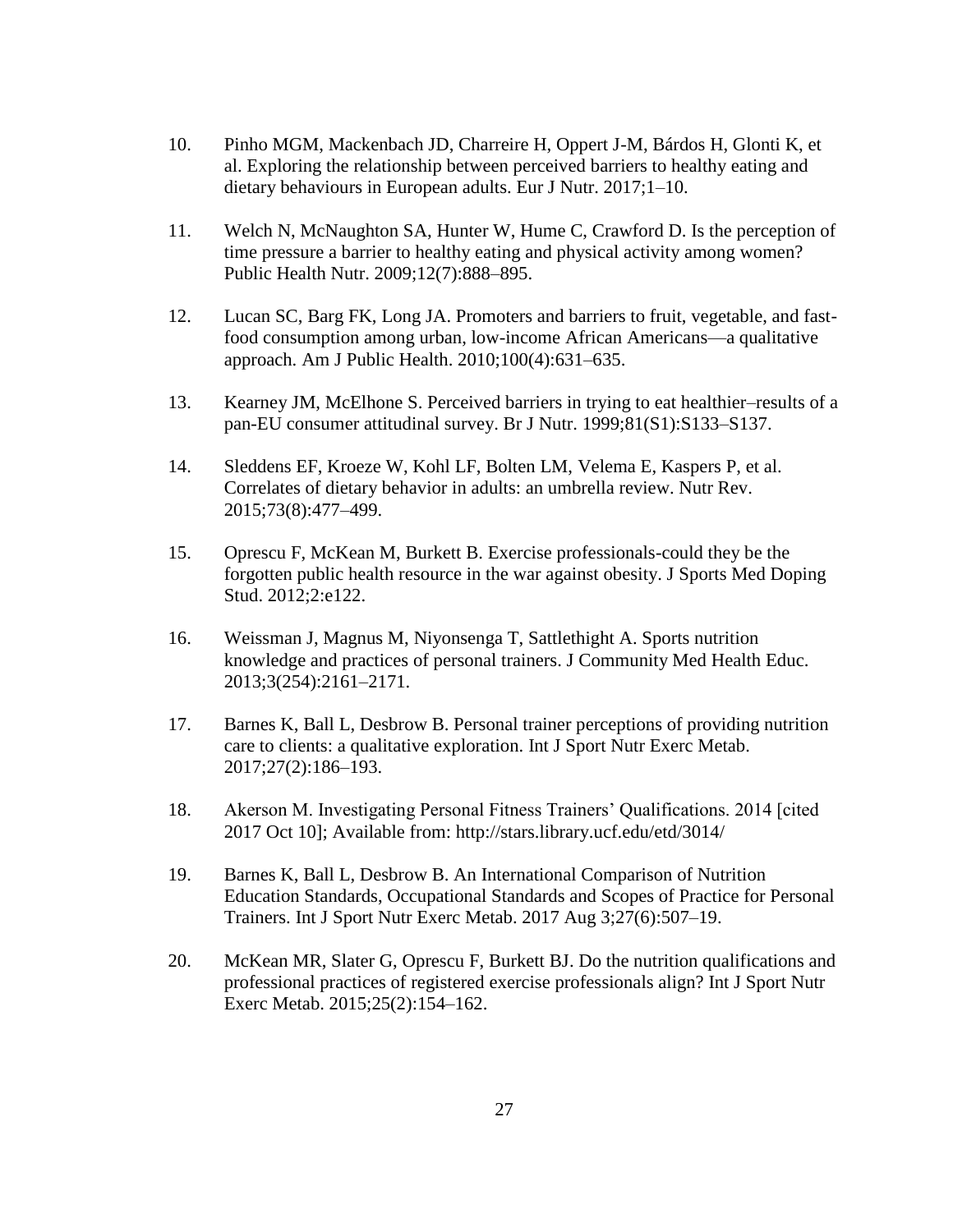10. Pinho MGM, Mackenbach JD, Charreire H, Oppert J-M, Bárdos H, Glonti K, et al. Exploring the relationship between perceived barriers to healthy eating and dietary behaviours in European adults. Eur J Nutr. 2017;1–10.

11. Welch N, McNaughton SA, Hunter W, Hume C, Crawford D. Is the perception of time pressure a barrier to healthy eating and physical activity among women? Public Health Nutr. 2009;12(7):888–895.

12. Lucan SC, Barg FK, Long JA. Promoters and barriers to fruit, vegetable, and fast-food consumption among urban, low-income African Americans—a qualitative approach. Am J Public Health. 2010;100(4):631–635.

13. Kearney JM, McElhone S. Perceived barriers in trying to eat healthier–results of a pan-EU consumer attitudinal survey. Br J Nutr. 1999;81(S1):S133–S137.

14. Sleddens EF, Kroeze W, Kohl LF, Bolten LM, Velema E, Kaspers P, et al. Correlates of dietary behavior in adults: an umbrella review. Nutr Rev. 2015;73(8):477–499.

15. Oprescu F, McKean M, Burkett B. Exercise professionals-could they be the forgotten public health resource in the war against obesity. J Sports Med Doping Stud. 2012;2:e122.

16. Weissman J, Magnus M, Niyonsenga T, Sattlethight A. Sports nutrition knowledge and practices of personal trainers. J Community Med Health Educ. 2013;3(254):2161–2171.

17. Barnes K, Ball L, Desbrow B. Personal trainer perceptions of providing nutrition care to clients: a qualitative exploration. Int J Sport Nutr Exerc Metab. 2017;27(2):186–193.

18. Akerson M. Investigating Personal Fitness Trainers' Qualifications. 2014 [cited 2017 Oct 10]; Available from: http://stars.library.ucf.edu/etd/3014/

19. Barnes K, Ball L, Desbrow B. An International Comparison of Nutrition Education Standards, Occupational Standards and Scopes of Practice for Personal Trainers. Int J Sport Nutr Exerc Metab. 2017 Aug 3;27(6):507–19.

20. McKean MR, Slater G, Oprescu F, Burkett BJ. Do the nutrition qualifications and professional practices of registered exercise professionals align? Int J Sport Nutr Exerc Metab. 2015;25(2):154–162.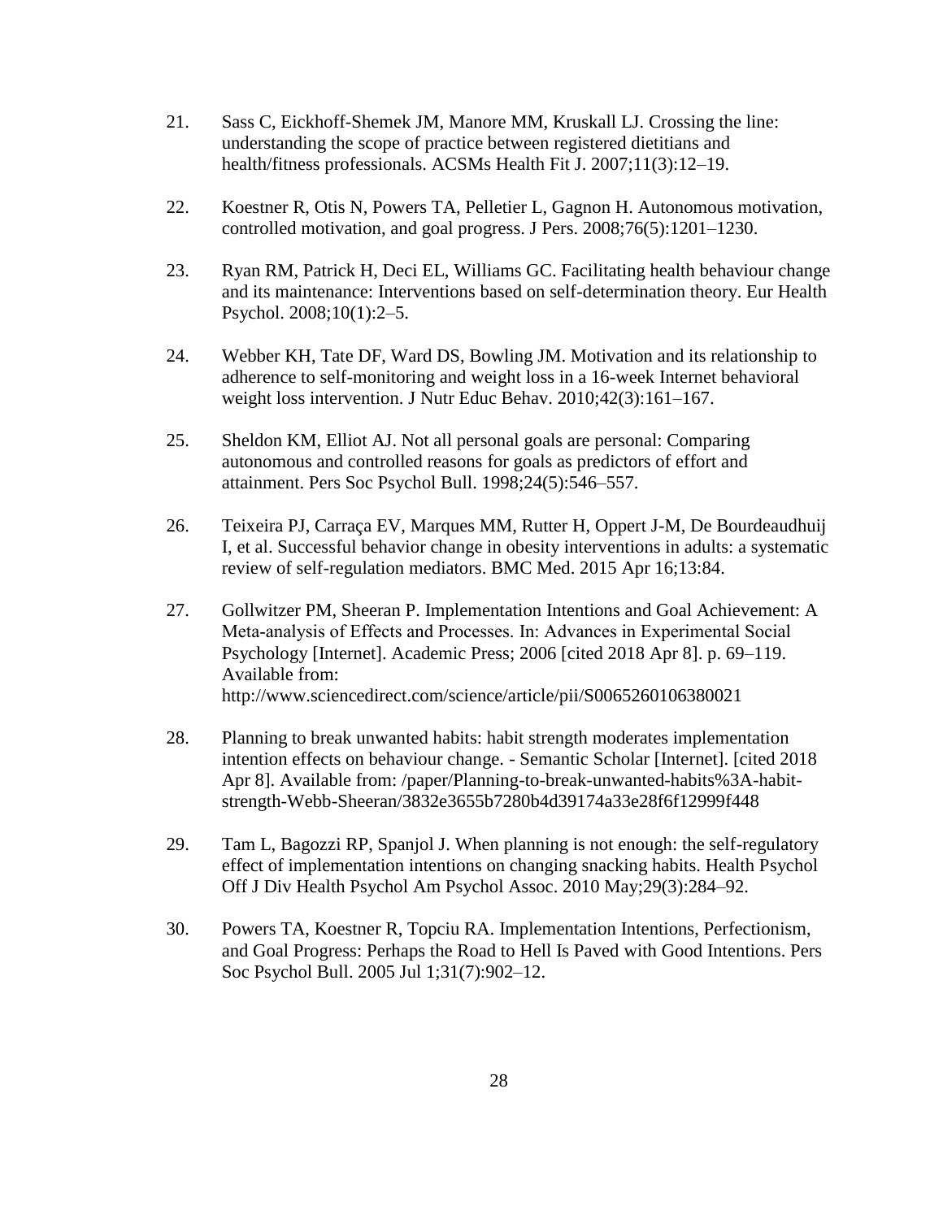21. Sass C, Eickhoff-Shemek JM, Manore MM, Kruskall LJ. Crossing the line: understanding the scope of practice between registered dietitians and health/fitness professionals. ACSMs Health Fit J. 2007;11(3):12–19.

22. Koestner R, Otis N, Powers TA, Pelletier L, Gagnon H. Autonomous motivation, controlled motivation, and goal progress. J Pers. 2008;76(5):1201–1230.

23. Ryan RM, Patrick H, Deci EL, Williams GC. Facilitating health behaviour change and its maintenance: Interventions based on self-determination theory. Eur Health Psychol. 2008;10(1):2–5.

24. Webber KH, Tate DF, Ward DS, Bowling JM. Motivation and its relationship to adherence to self-monitoring and weight loss in a 16-week Internet behavioral weight loss intervention. J Nutr Educ Behav. 2010;42(3):161–167.

25. Sheldon KM, Elliot AJ. Not all personal goals are personal: Comparing autonomous and controlled reasons for goals as predictors of effort and attainment. Pers Soc Psychol Bull. 1998;24(5):546–557.

26. Teixeira PJ, Carraça EV, Marques MM, Rutter H, Oppert J-M, De Bourdeaudhuij I, et al. Successful behavior change in obesity interventions in adults: a systematic review of self-regulation mediators. BMC Med. 2015 Apr 16;13:84.

27. Gollwitzer PM, Sheeran P. Implementation Intentions and Goal Achievement: A Meta‐analysis of Effects and Processes. In: Advances in Experimental Social Psychology [Internet]. Academic Press; 2006 [cited 2018 Apr 8]. p. 69–119. Available from: http://www.sciencedirect.com/science/article/pii/S0065260106380021

28. Planning to break unwanted habits: habit strength moderates implementation intention effects on behaviour change. - Semantic Scholar [Internet]. [cited 2018 Apr 8]. Available from: /paper/Planning-to-break-unwanted-habits%3A-habit-strength-Webb-Sheeran/3832e3655b7280b4d39174a33e28f6f12999f448

29. Tam L, Bagozzi RP, Spanjol J. When planning is not enough: the self-regulatory effect of implementation intentions on changing snacking habits. Health Psychol Off J Div Health Psychol Am Psychol Assoc. 2010 May;29(3):284–92.

30. Powers TA, Koestner R, Topciu RA. Implementation Intentions, Perfectionism, and Goal Progress: Perhaps the Road to Hell Is Paved with Good Intentions. Pers Soc Psychol Bull. 2005 Jul 1;31(7):902–12.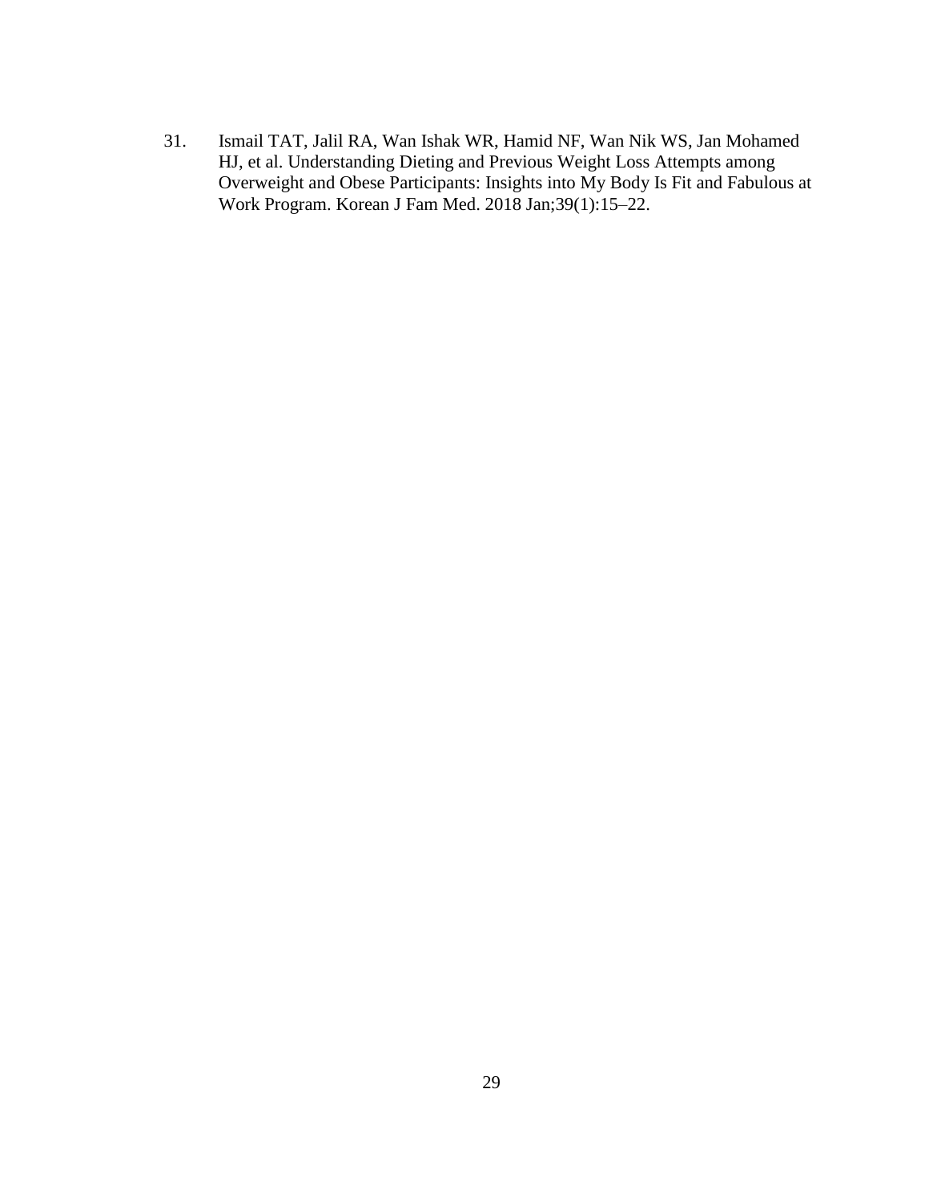31. Ismail TAT, Jalil RA, Wan Ishak WR, Hamid NF, Wan Nik WS, Jan Mohamed HJ, et al. Understanding Dieting and Previous Weight Loss Attempts among Overweight and Obese Participants: Insights into My Body Is Fit and Fabulous at Work Program. Korean J Fam Med. 2018 Jan;39(1):15–22.